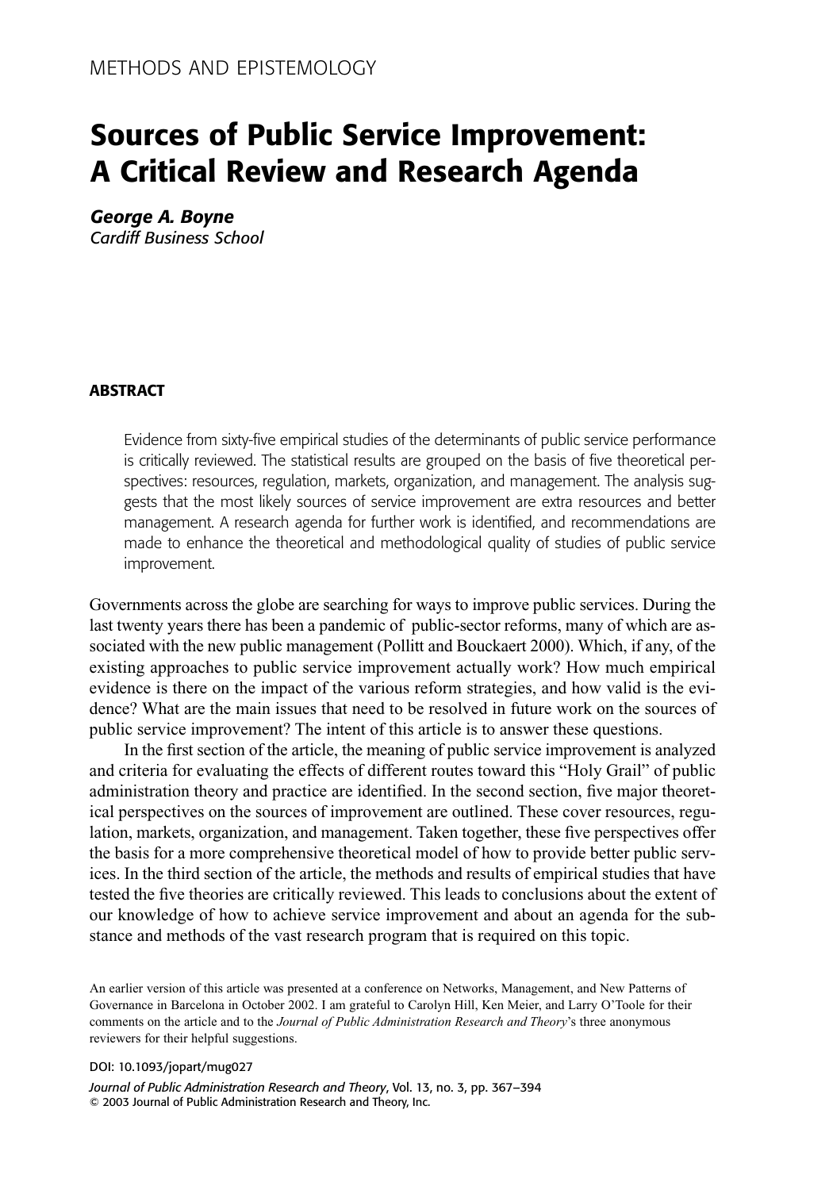METHODS AND EPISTEMOLOGY

# Sources of Public Service Improvement: A Critical Review and Research Agenda

***George A. Boyne***
*Cardiff Business School*

## ABSTRACT

Evidence from sixty-five empirical studies of the determinants of public service performance is critically reviewed. The statistical results are grouped on the basis of five theoretical perspectives: resources, regulation, markets, organization, and management. The analysis suggests that the most likely sources of service improvement are extra resources and better management. A research agenda for further work is identified, and recommendations are made to enhance the theoretical and methodological quality of studies of public service improvement.

Governments across the globe are searching for ways to improve public services. During the last twenty years there has been a pandemic of public-sector reforms, many of which are associated with the new public management (Pollitt and Bouckaert 2000). Which, if any, of the existing approaches to public service improvement actually work? How much empirical evidence is there on the impact of the various reform strategies, and how valid is the evidence? What are the main issues that need to be resolved in future work on the sources of public service improvement? The intent of this article is to answer these questions.

In the first section of the article, the meaning of public service improvement is analyzed and criteria for evaluating the effects of different routes toward this "Holy Grail" of public administration theory and practice are identified. In the second section, five major theoretical perspectives on the sources of improvement are outlined. These cover resources, regulation, markets, organization, and management. Taken together, these five perspectives offer the basis for a more comprehensive theoretical model of how to provide better public services. In the third section of the article, the methods and results of empirical studies that have tested the five theories are critically reviewed. This leads to conclusions about the extent of our knowledge of how to achieve service improvement and about an agenda for the substance and methods of the vast research program that is required on this topic.

An earlier version of this article was presented at a conference on Networks, Management, and New Patterns of Governance in Barcelona in October 2002. I am grateful to Carolyn Hill, Ken Meier, and Larry O'Toole for their comments on the article and to the *Journal of Public Administration Research and Theory*'s three anonymous reviewers for their helpful suggestions.

DOI: 10.1093/jopart/mug027

*Journal of Public Administration Research and Theory*, Vol. 13, no. 3, pp. 367–394
© 2003 Journal of Public Administration Research and Theory, Inc.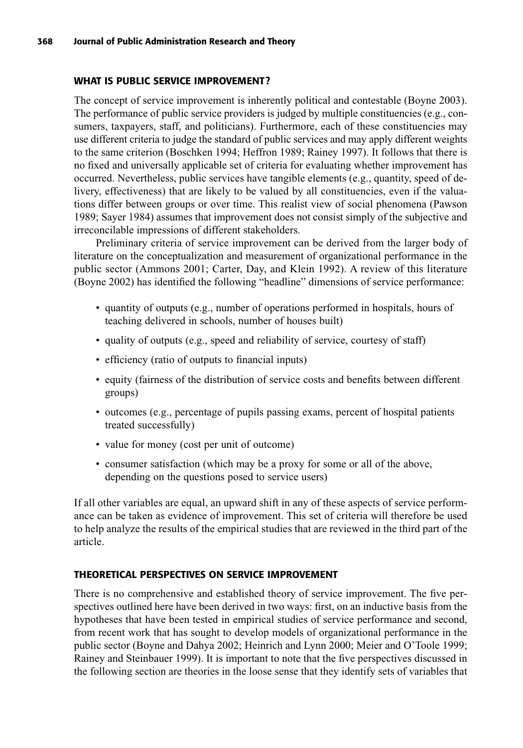## WHAT IS PUBLIC SERVICE IMPROVEMENT?

The concept of service improvement is inherently political and contestable (Boyne 2003). The performance of public service providers is judged by multiple constituencies (e.g., consumers, taxpayers, staff, and politicians). Furthermore, each of these constituencies may use different criteria to judge the standard of public services and may apply different weights to the same criterion (Boschken 1994; Heffron 1989; Rainey 1997). It follows that there is no fixed and universally applicable set of criteria for evaluating whether improvement has occurred. Nevertheless, public services have tangible elements (e.g., quantity, speed of delivery, effectiveness) that are likely to be valued by all constituencies, even if the valuations differ between groups or over time. This realist view of social phenomena (Pawson 1989; Sayer 1984) assumes that improvement does not consist simply of the subjective and irreconcilable impressions of different stakeholders.

Preliminary criteria of service improvement can be derived from the larger body of literature on the conceptualization and measurement of organizational performance in the public sector (Ammons 2001; Carter, Day, and Klein 1992). A review of this literature (Boyne 2002) has identified the following "headline" dimensions of service performance:

- quantity of outputs (e.g., number of operations performed in hospitals, hours of teaching delivered in schools, number of houses built)
- quality of outputs (e.g., speed and reliability of service, courtesy of staff)
- efficiency (ratio of outputs to financial inputs)
- equity (fairness of the distribution of service costs and benefits between different groups)
- outcomes (e.g., percentage of pupils passing exams, percent of hospital patients treated successfully)
- value for money (cost per unit of outcome)
- consumer satisfaction (which may be a proxy for some or all of the above, depending on the questions posed to service users)

If all other variables are equal, an upward shift in any of these aspects of service performance can be taken as evidence of improvement. This set of criteria will therefore be used to help analyze the results of the empirical studies that are reviewed in the third part of the article.

## THEORETICAL PERSPECTIVES ON SERVICE IMPROVEMENT

There is no comprehensive and established theory of service improvement. The five perspectives outlined here have been derived in two ways: first, on an inductive basis from the hypotheses that have been tested in empirical studies of service performance and second, from recent work that has sought to develop models of organizational performance in the public sector (Boyne and Dahya 2002; Heinrich and Lynn 2000; Meier and O'Toole 1999; Rainey and Steinbauer 1999). It is important to note that the five perspectives discussed in the following section are theories in the loose sense that they identify sets of variables that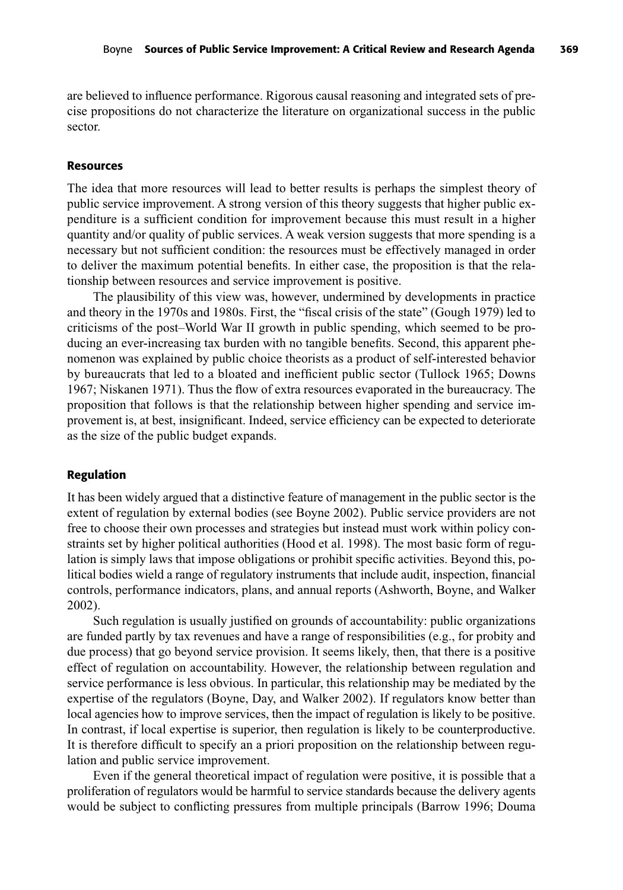are believed to influence performance. Rigorous causal reasoning and integrated sets of precise propositions do not characterize the literature on organizational success in the public sector.

### Resources

The idea that more resources will lead to better results is perhaps the simplest theory of public service improvement. A strong version of this theory suggests that higher public expenditure is a sufficient condition for improvement because this must result in a higher quantity and/or quality of public services. A weak version suggests that more spending is a necessary but not sufficient condition: the resources must be effectively managed in order to deliver the maximum potential benefits. In either case, the proposition is that the relationship between resources and service improvement is positive.

The plausibility of this view was, however, undermined by developments in practice and theory in the 1970s and 1980s. First, the "fiscal crisis of the state" (Gough 1979) led to criticisms of the post–World War II growth in public spending, which seemed to be producing an ever-increasing tax burden with no tangible benefits. Second, this apparent phenomenon was explained by public choice theorists as a product of self-interested behavior by bureaucrats that led to a bloated and inefficient public sector (Tullock 1965; Downs 1967; Niskanen 1971). Thus the flow of extra resources evaporated in the bureaucracy. The proposition that follows is that the relationship between higher spending and service improvement is, at best, insignificant. Indeed, service efficiency can be expected to deteriorate as the size of the public budget expands.

### Regulation

It has been widely argued that a distinctive feature of management in the public sector is the extent of regulation by external bodies (see Boyne 2002). Public service providers are not free to choose their own processes and strategies but instead must work within policy constraints set by higher political authorities (Hood et al. 1998). The most basic form of regulation is simply laws that impose obligations or prohibit specific activities. Beyond this, political bodies wield a range of regulatory instruments that include audit, inspection, financial controls, performance indicators, plans, and annual reports (Ashworth, Boyne, and Walker 2002).

Such regulation is usually justified on grounds of accountability: public organizations are funded partly by tax revenues and have a range of responsibilities (e.g., for probity and due process) that go beyond service provision. It seems likely, then, that there is a positive effect of regulation on accountability. However, the relationship between regulation and service performance is less obvious. In particular, this relationship may be mediated by the expertise of the regulators (Boyne, Day, and Walker 2002). If regulators know better than local agencies how to improve services, then the impact of regulation is likely to be positive. In contrast, if local expertise is superior, then regulation is likely to be counterproductive. It is therefore difficult to specify an a priori proposition on the relationship between regulation and public service improvement.

Even if the general theoretical impact of regulation were positive, it is possible that a proliferation of regulators would be harmful to service standards because the delivery agents would be subject to conflicting pressures from multiple principals (Barrow 1996; Douma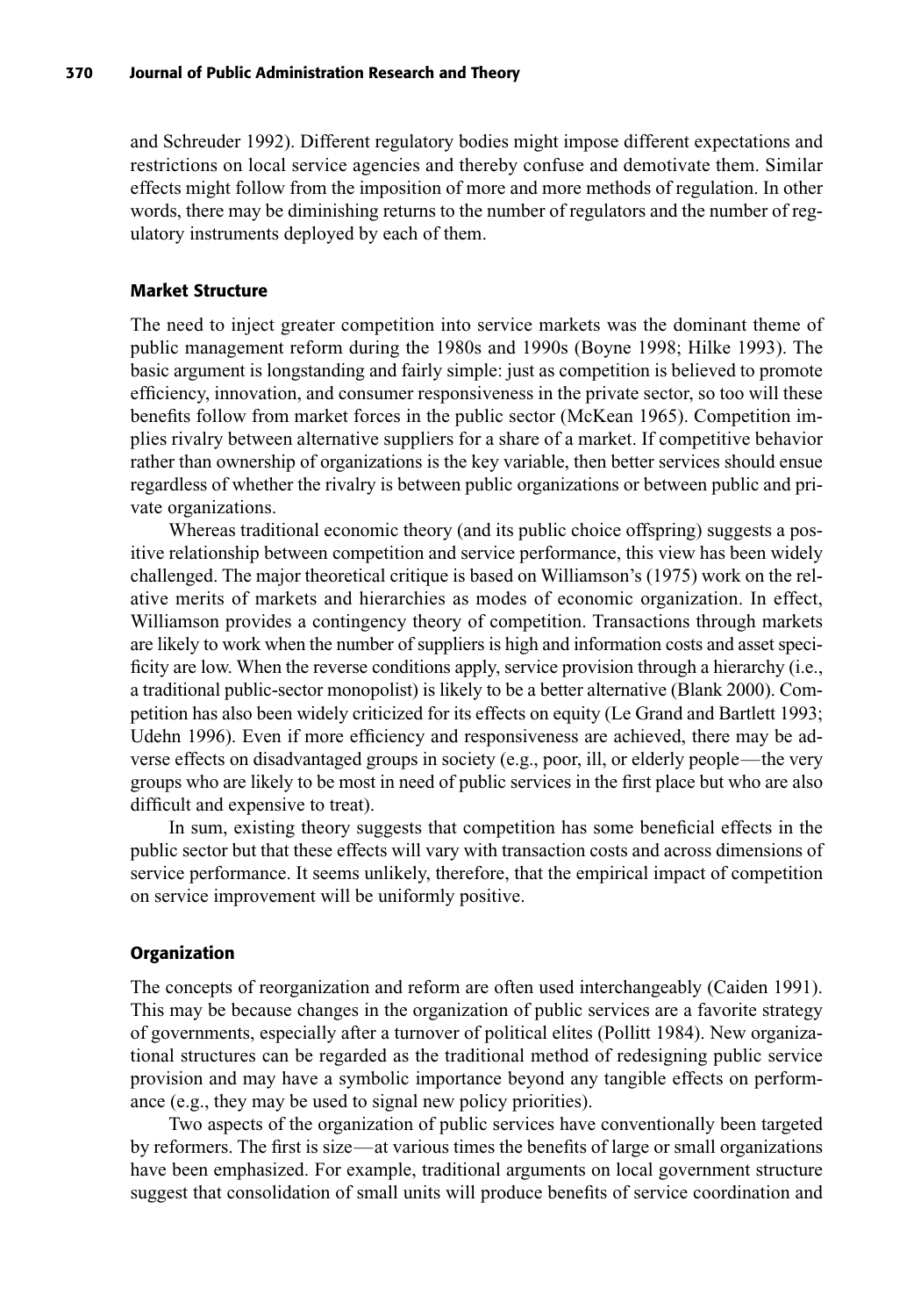and Schreuder 1992). Different regulatory bodies might impose different expectations and restrictions on local service agencies and thereby confuse and demotivate them. Similar effects might follow from the imposition of more and more methods of regulation. In other words, there may be diminishing returns to the number of regulators and the number of regulatory instruments deployed by each of them.

### Market Structure

The need to inject greater competition into service markets was the dominant theme of public management reform during the 1980s and 1990s (Boyne 1998; Hilke 1993). The basic argument is longstanding and fairly simple: just as competition is believed to promote efficiency, innovation, and consumer responsiveness in the private sector, so too will these benefits follow from market forces in the public sector (McKean 1965). Competition implies rivalry between alternative suppliers for a share of a market. If competitive behavior rather than ownership of organizations is the key variable, then better services should ensue regardless of whether the rivalry is between public organizations or between public and private organizations.

Whereas traditional economic theory (and its public choice offspring) suggests a positive relationship between competition and service performance, this view has been widely challenged. The major theoretical critique is based on Williamson's (1975) work on the relative merits of markets and hierarchies as modes of economic organization. In effect, Williamson provides a contingency theory of competition. Transactions through markets are likely to work when the number of suppliers is high and information costs and asset specificity are low. When the reverse conditions apply, service provision through a hierarchy (i.e., a traditional public-sector monopolist) is likely to be a better alternative (Blank 2000). Competition has also been widely criticized for its effects on equity (Le Grand and Bartlett 1993; Udehn 1996). Even if more efficiency and responsiveness are achieved, there may be adverse effects on disadvantaged groups in society (e.g., poor, ill, or elderly people—the very groups who are likely to be most in need of public services in the first place but who are also difficult and expensive to treat).

In sum, existing theory suggests that competition has some beneficial effects in the public sector but that these effects will vary with transaction costs and across dimensions of service performance. It seems unlikely, therefore, that the empirical impact of competition on service improvement will be uniformly positive.

### Organization

The concepts of reorganization and reform are often used interchangeably (Caiden 1991). This may be because changes in the organization of public services are a favorite strategy of governments, especially after a turnover of political elites (Pollitt 1984). New organizational structures can be regarded as the traditional method of redesigning public service provision and may have a symbolic importance beyond any tangible effects on performance (e.g., they may be used to signal new policy priorities).

Two aspects of the organization of public services have conventionally been targeted by reformers. The first is size—at various times the benefits of large or small organizations have been emphasized. For example, traditional arguments on local government structure suggest that consolidation of small units will produce benefits of service coordination and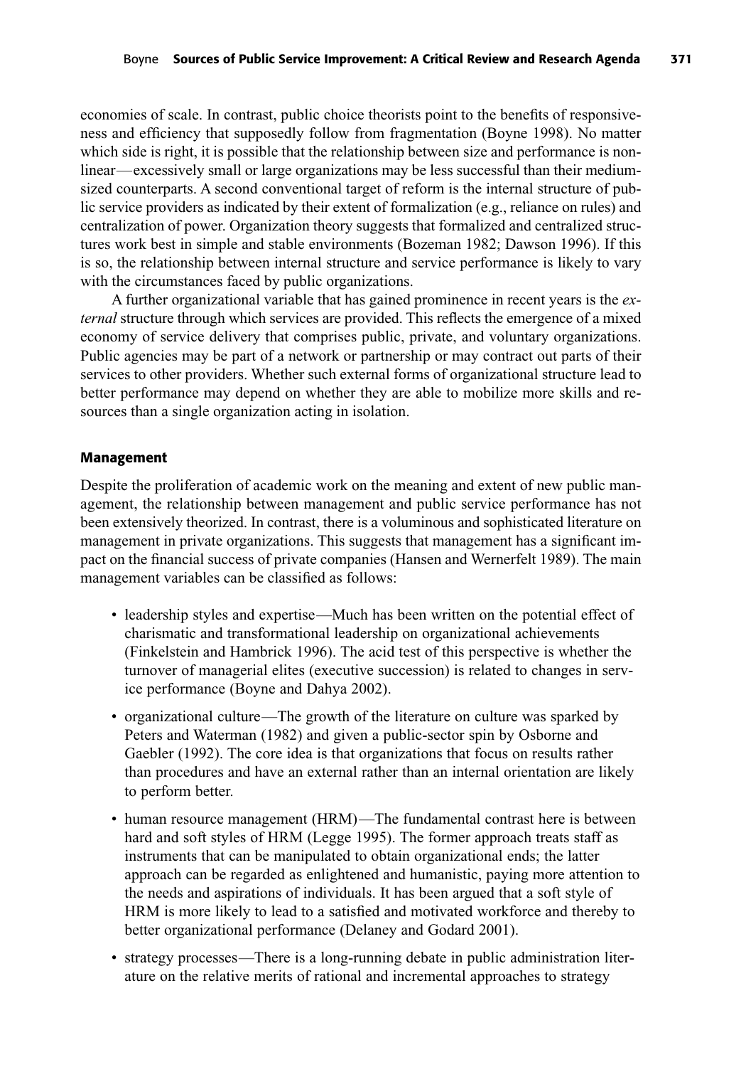economies of scale. In contrast, public choice theorists point to the benefits of responsiveness and efficiency that supposedly follow from fragmentation (Boyne 1998). No matter which side is right, it is possible that the relationship between size and performance is nonlinear—excessively small or large organizations may be less successful than their medium-sized counterparts. A second conventional target of reform is the internal structure of public service providers as indicated by their extent of formalization (e.g., reliance on rules) and centralization of power. Organization theory suggests that formalized and centralized structures work best in simple and stable environments (Bozeman 1982; Dawson 1996). If this is so, the relationship between internal structure and service performance is likely to vary with the circumstances faced by public organizations.

A further organizational variable that has gained prominence in recent years is the *external* structure through which services are provided. This reflects the emergence of a mixed economy of service delivery that comprises public, private, and voluntary organizations. Public agencies may be part of a network or partnership or may contract out parts of their services to other providers. Whether such external forms of organizational structure lead to better performance may depend on whether they are able to mobilize more skills and resources than a single organization acting in isolation.

### Management

Despite the proliferation of academic work on the meaning and extent of new public management, the relationship between management and public service performance has not been extensively theorized. In contrast, there is a voluminous and sophisticated literature on management in private organizations. This suggests that management has a significant impact on the financial success of private companies (Hansen and Wernerfelt 1989). The main management variables can be classified as follows:

- leadership styles and expertise—Much has been written on the potential effect of charismatic and transformational leadership on organizational achievements (Finkelstein and Hambrick 1996). The acid test of this perspective is whether the turnover of managerial elites (executive succession) is related to changes in service performance (Boyne and Dahya 2002).
- organizational culture—The growth of the literature on culture was sparked by Peters and Waterman (1982) and given a public-sector spin by Osborne and Gaebler (1992). The core idea is that organizations that focus on results rather than procedures and have an external rather than an internal orientation are likely to perform better.
- human resource management (HRM)—The fundamental contrast here is between hard and soft styles of HRM (Legge 1995). The former approach treats staff as instruments that can be manipulated to obtain organizational ends; the latter approach can be regarded as enlightened and humanistic, paying more attention to the needs and aspirations of individuals. It has been argued that a soft style of HRM is more likely to lead to a satisfied and motivated workforce and thereby to better organizational performance (Delaney and Godard 2001).
- strategy processes—There is a long-running debate in public administration literature on the relative merits of rational and incremental approaches to strategy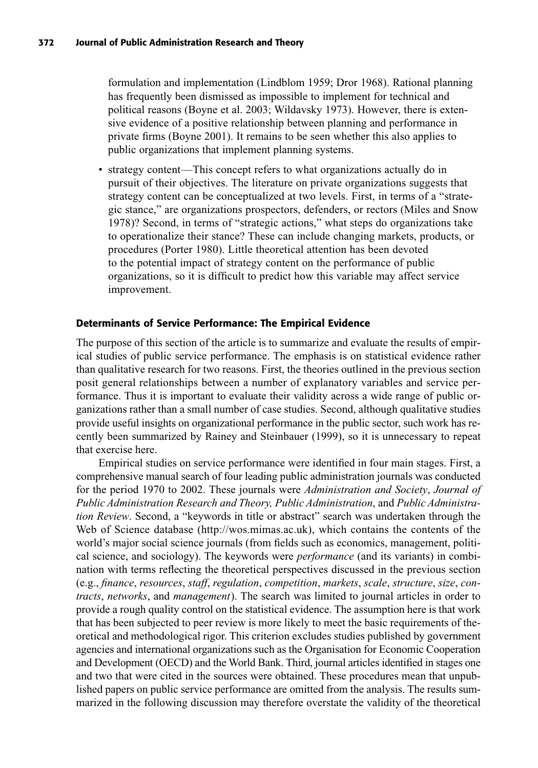formulation and implementation (Lindblom 1959; Dror 1968). Rational planning has frequently been dismissed as impossible to implement for technical and political reasons (Boyne et al. 2003; Wildavsky 1973). However, there is extensive evidence of a positive relationship between planning and performance in private firms (Boyne 2001). It remains to be seen whether this also applies to public organizations that implement planning systems.

- strategy content—This concept refers to what organizations actually do in pursuit of their objectives. The literature on private organizations suggests that strategy content can be conceptualized at two levels. First, in terms of a "strategic stance," are organizations prospectors, defenders, or rectors (Miles and Snow 1978)? Second, in terms of "strategic actions," what steps do organizations take to operationalize their stance? These can include changing markets, products, or procedures (Porter 1980). Little theoretical attention has been devoted to the potential impact of strategy content on the performance of public organizations, so it is difficult to predict how this variable may affect service improvement.

### Determinants of Service Performance: The Empirical Evidence

The purpose of this section of the article is to summarize and evaluate the results of empirical studies of public service performance. The emphasis is on statistical evidence rather than qualitative research for two reasons. First, the theories outlined in the previous section posit general relationships between a number of explanatory variables and service performance. Thus it is important to evaluate their validity across a wide range of public organizations rather than a small number of case studies. Second, although qualitative studies provide useful insights on organizational performance in the public sector, such work has recently been summarized by Rainey and Steinbauer (1999), so it is unnecessary to repeat that exercise here.

Empirical studies on service performance were identified in four main stages. First, a comprehensive manual search of four leading public administration journals was conducted for the period 1970 to 2002. These journals were *Administration and Society*, *Journal of Public Administration Research and Theory, Public Administration*, and *Public Administration Review*. Second, a "keywords in title or abstract" search was undertaken through the Web of Science database (http://wos.mimas.ac.uk), which contains the contents of the world's major social science journals (from fields such as economics, management, political science, and sociology). The keywords were *performance* (and its variants) in combination with terms reflecting the theoretical perspectives discussed in the previous section (e.g., *finance*, *resources*, *staff*, *regulation*, *competition*, *markets*, *scale*, *structure*, *size*, *contracts*, *networks*, and *management*). The search was limited to journal articles in order to provide a rough quality control on the statistical evidence. The assumption here is that work that has been subjected to peer review is more likely to meet the basic requirements of theoretical and methodological rigor. This criterion excludes studies published by government agencies and international organizations such as the Organisation for Economic Cooperation and Development (OECD) and the World Bank. Third, journal articles identified in stages one and two that were cited in the sources were obtained. These procedures mean that unpublished papers on public service performance are omitted from the analysis. The results summarized in the following discussion may therefore overstate the validity of the theoretical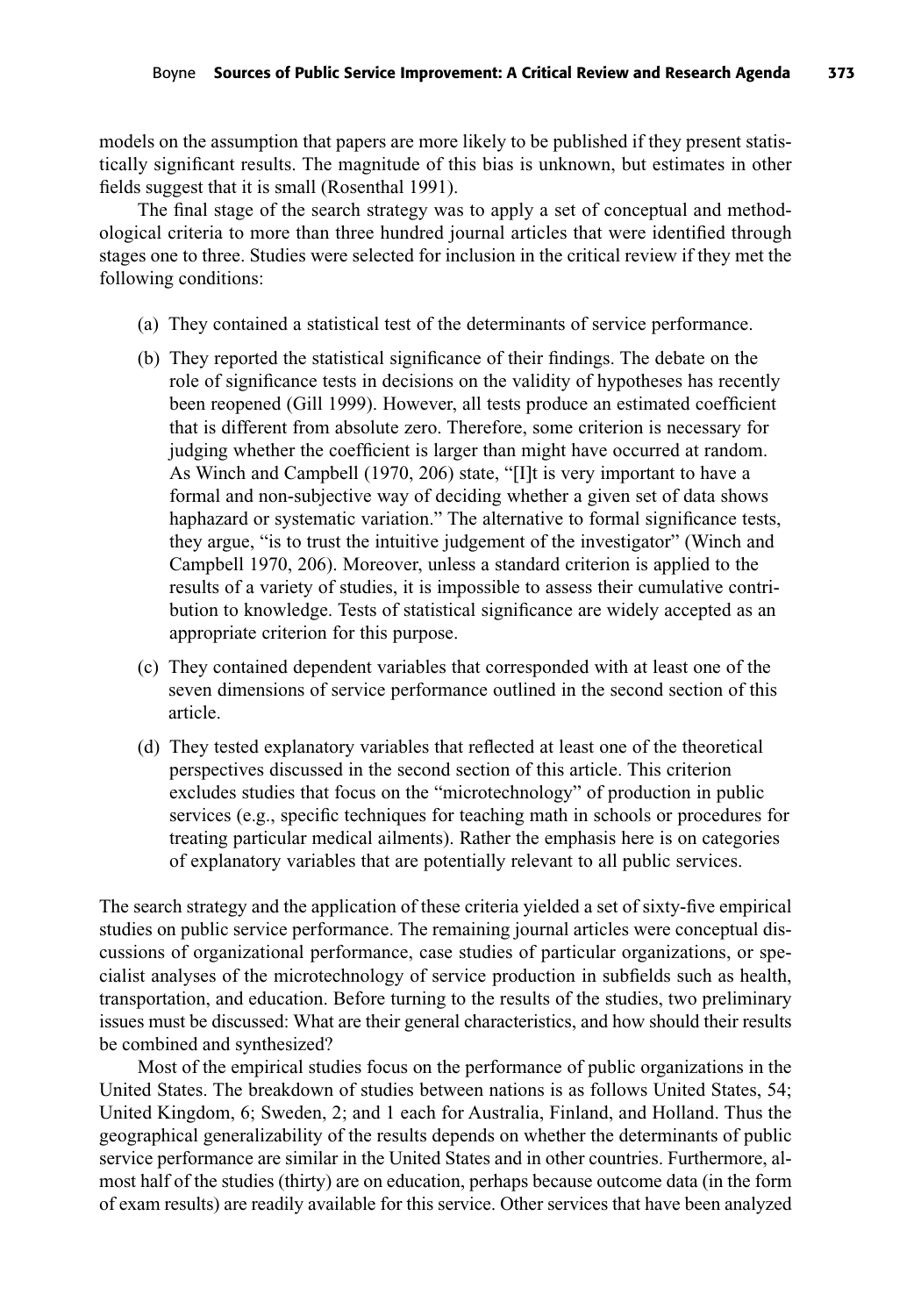models on the assumption that papers are more likely to be published if they present statistically significant results. The magnitude of this bias is unknown, but estimates in other fields suggest that it is small (Rosenthal 1991).

The final stage of the search strategy was to apply a set of conceptual and methodological criteria to more than three hundred journal articles that were identified through stages one to three. Studies were selected for inclusion in the critical review if they met the following conditions:

(a) They contained a statistical test of the determinants of service performance.

(b) They reported the statistical significance of their findings. The debate on the role of significance tests in decisions on the validity of hypotheses has recently been reopened (Gill 1999). However, all tests produce an estimated coefficient that is different from absolute zero. Therefore, some criterion is necessary for judging whether the coefficient is larger than might have occurred at random. As Winch and Campbell (1970, 206) state, "[I]t is very important to have a formal and non-subjective way of deciding whether a given set of data shows haphazard or systematic variation." The alternative to formal significance tests, they argue, "is to trust the intuitive judgement of the investigator" (Winch and Campbell 1970, 206). Moreover, unless a standard criterion is applied to the results of a variety of studies, it is impossible to assess their cumulative contribution to knowledge. Tests of statistical significance are widely accepted as an appropriate criterion for this purpose.

(c) They contained dependent variables that corresponded with at least one of the seven dimensions of service performance outlined in the second section of this article.

(d) They tested explanatory variables that reflected at least one of the theoretical perspectives discussed in the second section of this article. This criterion excludes studies that focus on the "microtechnology" of production in public services (e.g., specific techniques for teaching math in schools or procedures for treating particular medical ailments). Rather the emphasis here is on categories of explanatory variables that are potentially relevant to all public services.

The search strategy and the application of these criteria yielded a set of sixty-five empirical studies on public service performance. The remaining journal articles were conceptual discussions of organizational performance, case studies of particular organizations, or specialist analyses of the microtechnology of service production in subfields such as health, transportation, and education. Before turning to the results of the studies, two preliminary issues must be discussed: What are their general characteristics, and how should their results be combined and synthesized?

Most of the empirical studies focus on the performance of public organizations in the United States. The breakdown of studies between nations is as follows United States, 54; United Kingdom, 6; Sweden, 2; and 1 each for Australia, Finland, and Holland. Thus the geographical generalizability of the results depends on whether the determinants of public service performance are similar in the United States and in other countries. Furthermore, almost half of the studies (thirty) are on education, perhaps because outcome data (in the form of exam results) are readily available for this service. Other services that have been analyzed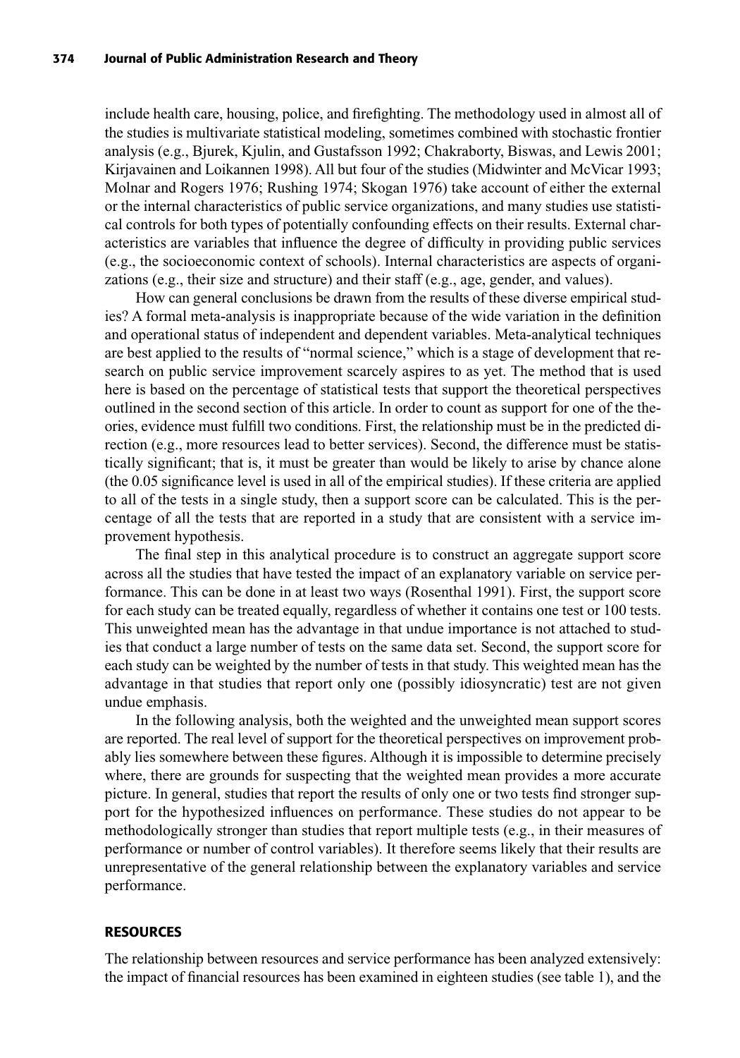include health care, housing, police, and firefighting. The methodology used in almost all of the studies is multivariate statistical modeling, sometimes combined with stochastic frontier analysis (e.g., Bjurek, Kjulin, and Gustafsson 1992; Chakraborty, Biswas, and Lewis 2001; Kirjavainen and Loikannen 1998). All but four of the studies (Midwinter and McVicar 1993; Molnar and Rogers 1976; Rushing 1974; Skogan 1976) take account of either the external or the internal characteristics of public service organizations, and many studies use statistical controls for both types of potentially confounding effects on their results. External characteristics are variables that influence the degree of difficulty in providing public services (e.g., the socioeconomic context of schools). Internal characteristics are aspects of organizations (e.g., their size and structure) and their staff (e.g., age, gender, and values).

How can general conclusions be drawn from the results of these diverse empirical studies? A formal meta-analysis is inappropriate because of the wide variation in the definition and operational status of independent and dependent variables. Meta-analytical techniques are best applied to the results of "normal science," which is a stage of development that research on public service improvement scarcely aspires to as yet. The method that is used here is based on the percentage of statistical tests that support the theoretical perspectives outlined in the second section of this article. In order to count as support for one of the theories, evidence must fulfill two conditions. First, the relationship must be in the predicted direction (e.g., more resources lead to better services). Second, the difference must be statistically significant; that is, it must be greater than would be likely to arise by chance alone (the 0.05 significance level is used in all of the empirical studies). If these criteria are applied to all of the tests in a single study, then a support score can be calculated. This is the percentage of all the tests that are reported in a study that are consistent with a service improvement hypothesis.

The final step in this analytical procedure is to construct an aggregate support score across all the studies that have tested the impact of an explanatory variable on service performance. This can be done in at least two ways (Rosenthal 1991). First, the support score for each study can be treated equally, regardless of whether it contains one test or 100 tests. This unweighted mean has the advantage in that undue importance is not attached to studies that conduct a large number of tests on the same data set. Second, the support score for each study can be weighted by the number of tests in that study. This weighted mean has the advantage in that studies that report only one (possibly idiosyncratic) test are not given undue emphasis.

In the following analysis, both the weighted and the unweighted mean support scores are reported. The real level of support for the theoretical perspectives on improvement probably lies somewhere between these figures. Although it is impossible to determine precisely where, there are grounds for suspecting that the weighted mean provides a more accurate picture. In general, studies that report the results of only one or two tests find stronger support for the hypothesized influences on performance. These studies do not appear to be methodologically stronger than studies that report multiple tests (e.g., in their measures of performance or number of control variables). It therefore seems likely that their results are unrepresentative of the general relationship between the explanatory variables and service performance.

## RESOURCES

The relationship between resources and service performance has been analyzed extensively: the impact of financial resources has been examined in eighteen studies (see table 1), and the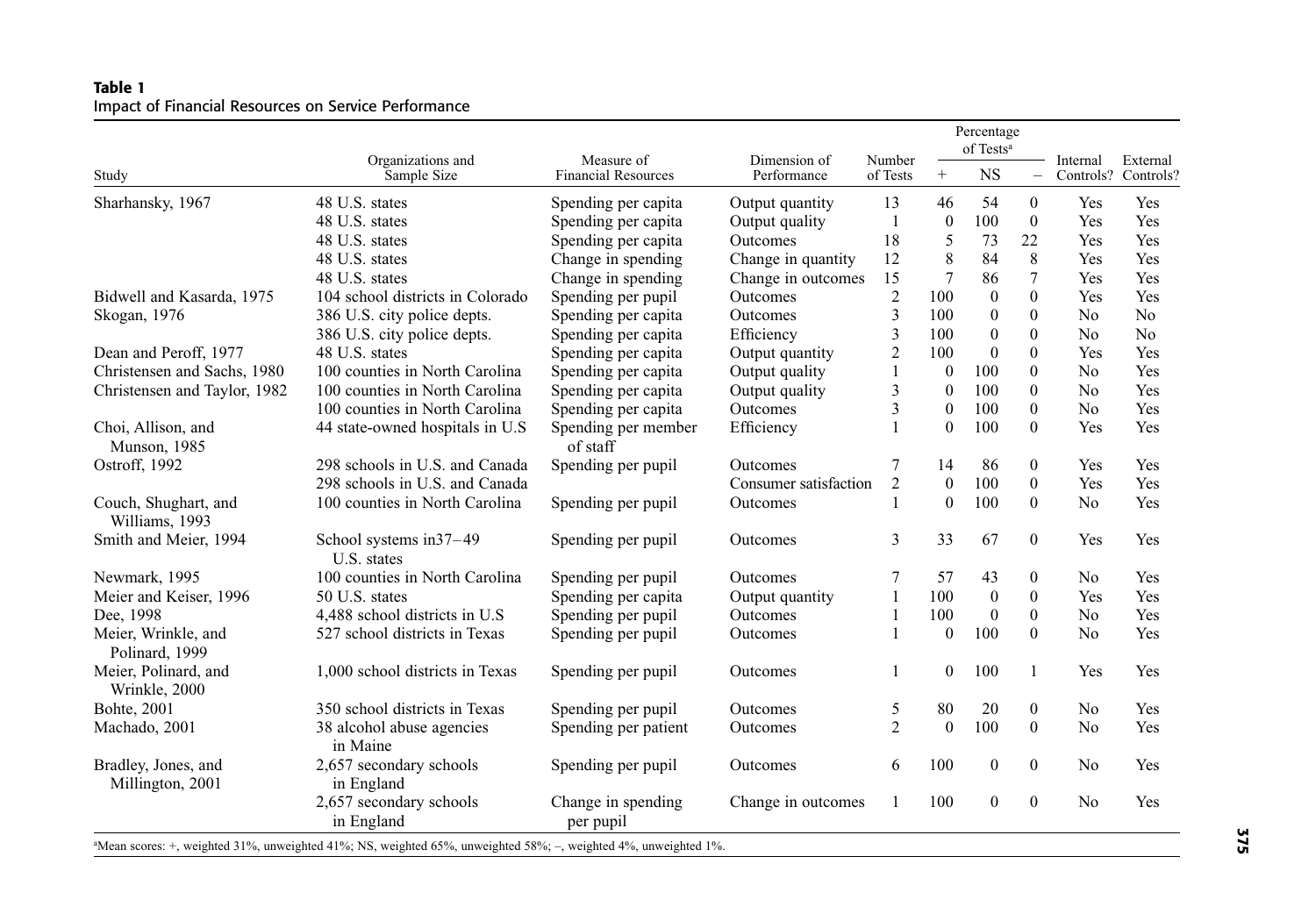**Table 1**
Impact of Financial Resources on Service Performance

| Study | Organizations and Sample Size | Measure of Financial Resources | Dimension of Performance | Number of Tests | Percentage of Tests[a] + | NS | – | Internal Controls? | External Controls? |
|---|---|---|---|---|---|---|---|---|---|
| Sharhansky, 1967 | 48 U.S. states | Spending per capita | Output quantity | 13 | 46 | 54 | 0 | Yes | Yes |
| | 48 U.S. states | Spending per capita | Output quality | 1 | 0 | 100 | 0 | Yes | Yes |
| | 48 U.S. states | Spending per capita | Outcomes | 18 | 5 | 73 | 22 | Yes | Yes |
| | 48 U.S. states | Change in spending | Change in quantity | 12 | 8 | 84 | 8 | Yes | Yes |
| | 48 U.S. states | Change in spending | Change in outcomes | 15 | 7 | 86 | 7 | Yes | Yes |
| Bidwell and Kasarda, 1975 | 104 school districts in Colorado | Spending per pupil | Outcomes | 2 | 100 | 0 | 0 | Yes | Yes |
| Skogan, 1976 | 386 U.S. city police depts. | Spending per capita | Outcomes | 3 | 100 | 0 | 0 | No | No |
| | 386 U.S. city police depts. | Spending per capita | Efficiency | 3 | 100 | 0 | 0 | No | No |
| Dean and Peroff, 1977 | 48 U.S. states | Spending per capita | Output quantity | 2 | 100 | 0 | 0 | Yes | Yes |
| Christensen and Sachs, 1980 | 100 counties in North Carolina | Spending per capita | Output quality | 1 | 0 | 100 | 0 | No | Yes |
| Christensen and Taylor, 1982 | 100 counties in North Carolina | Spending per capita | Output quality | 3 | 0 | 100 | 0 | No | Yes |
| | 100 counties in North Carolina | Spending per capita | Outcomes | 3 | 0 | 100 | 0 | No | Yes |
| Choi, Allison, and Munson, 1985 | 44 state-owned hospitals in U.S | Spending per member of staff | Efficiency | 1 | 0 | 100 | 0 | Yes | Yes |
| Ostroff, 1992 | 298 schools in U.S. and Canada | Spending per pupil | Outcomes | 7 | 14 | 86 | 0 | Yes | Yes |
| | 298 schools in U.S. and Canada | | Consumer satisfaction | 2 | 0 | 100 | 0 | Yes | Yes |
| Couch, Shughart, and Williams, 1993 | 100 counties in North Carolina | Spending per pupil | Outcomes | 1 | 0 | 100 | 0 | No | Yes |
| Smith and Meier, 1994 | School systems in37–49 U.S. states | Spending per pupil | Outcomes | 3 | 33 | 67 | 0 | Yes | Yes |
| Newmark, 1995 | 100 counties in North Carolina | Spending per pupil | Outcomes | 7 | 57 | 43 | 0 | No | Yes |
| Meier and Keiser, 1996 | 50 U.S. states | Spending per capita | Output quantity | 1 | 100 | 0 | 0 | Yes | Yes |
| Dee, 1998 | 4,488 school districts in U.S | Spending per pupil | Outcomes | 1 | 100 | 0 | 0 | No | Yes |
| Meier, Wrinkle, and Polinard, 1999 | 527 school districts in Texas | Spending per pupil | Outcomes | 1 | 0 | 100 | 0 | No | Yes |
| Meier, Polinard, and Wrinkle, 2000 | 1,000 school districts in Texas | Spending per pupil | Outcomes | 1 | 0 | 100 | 1 | Yes | Yes |
| Bohte, 2001 | 350 school districts in Texas | Spending per pupil | Outcomes | 5 | 80 | 20 | 0 | No | Yes |
| Machado, 2001 | 38 alcohol abuse agencies in Maine | Spending per patient | Outcomes | 2 | 0 | 100 | 0 | No | Yes |
| Bradley, Jones, and Millington, 2001 | 2,657 secondary schools in England | Spending per pupil | Outcomes | 6 | 100 | 0 | 0 | No | Yes |
| | 2,657 secondary schools in England | Change in spending per pupil | Change in outcomes | 1 | 100 | 0 | 0 | No | Yes |

[a]Mean scores: +, weighted 31%, unweighted 41%; NS, weighted 65%, unweighted 58%; –, weighted 4%, unweighted 1%.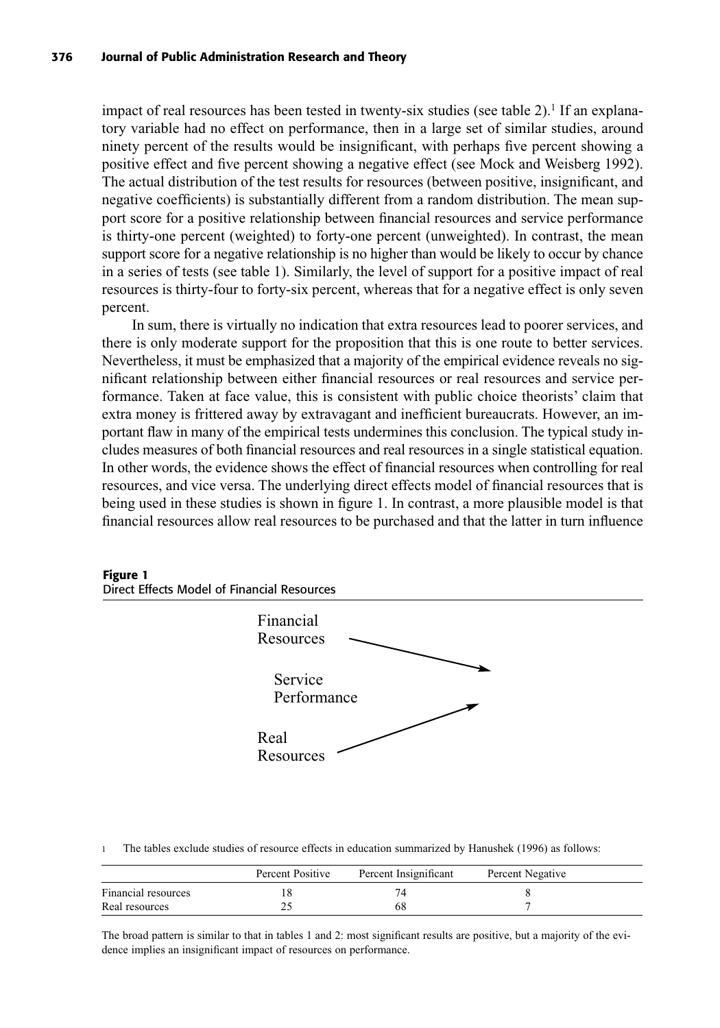impact of real resources has been tested in twenty-six studies (see table 2).[1] If an explanatory variable had no effect on performance, then in a large set of similar studies, around ninety percent of the results would be insignificant, with perhaps five percent showing a positive effect and five percent showing a negative effect (see Mock and Weisberg 1992). The actual distribution of the test results for resources (between positive, insignificant, and negative coefficients) is substantially different from a random distribution. The mean support score for a positive relationship between financial resources and service performance is thirty-one percent (weighted) to forty-one percent (unweighted). In contrast, the mean support score for a negative relationship is no higher than would be likely to occur by chance in a series of tests (see table 1). Similarly, the level of support for a positive impact of real resources is thirty-four to forty-six percent, whereas that for a negative effect is only seven percent.

In sum, there is virtually no indication that extra resources lead to poorer services, and there is only moderate support for the proposition that this is one route to better services. Nevertheless, it must be emphasized that a majority of the empirical evidence reveals no significant relationship between either financial resources or real resources and service performance. Taken at face value, this is consistent with public choice theorists' claim that extra money is frittered away by extravagant and inefficient bureaucrats. However, an important flaw in many of the empirical tests undermines this conclusion. The typical study includes measures of both financial resources and real resources in a single statistical equation. In other words, the evidence shows the effect of financial resources when controlling for real resources, and vice versa. The underlying direct effects model of financial resources that is being used in these studies is shown in figure 1. In contrast, a more plausible model is that financial resources allow real resources to be purchased and that the latter in turn influence

**Figure 1**
Direct Effects Model of Financial Resources

Financial Resources → Service Performance ← Real Resources

[1] The tables exclude studies of resource effects in education summarized by Hanushek (1996) as follows:

| | Percent Positive | Percent Insignificant | Percent Negative |
|---|---|---|---|
| Financial resources | 18 | 74 | 8 |
| Real resources | 25 | 68 | 7 |

The broad pattern is similar to that in tables 1 and 2: most significant results are positive, but a majority of the evidence implies an insignificant impact of resources on performance.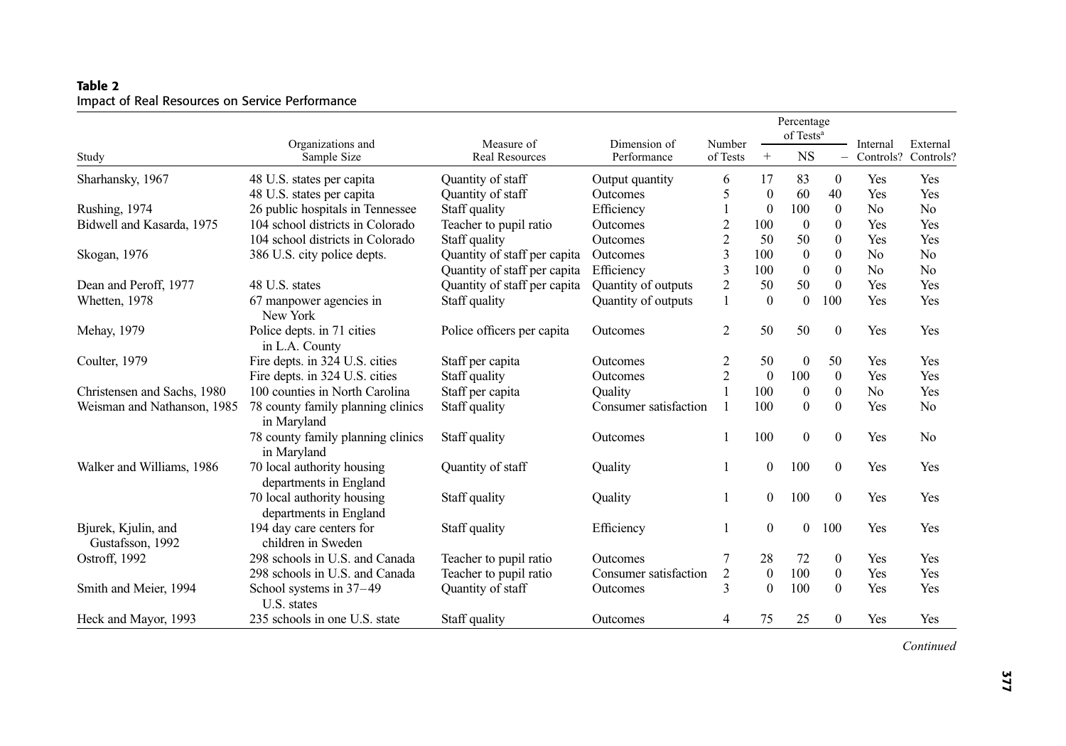**Table 2**
Impact of Real Resources on Service Performance

| Study | Organizations and Sample Size | Measure of Real Resources | Dimension of Performance | Number of Tests | Percentage of Tests[a] + | NS | − | Internal Controls? | External Controls? |
|---|---|---|---|---|---|---|---|---|---|
| Sharhansky, 1967 | 48 U.S. states per capita | Quantity of staff | Output quantity | 6 | 17 | 83 | 0 | Yes | Yes |
| | 48 U.S. states per capita | Quantity of staff | Outcomes | 5 | 0 | 60 | 40 | Yes | Yes |
| Rushing, 1974 | 26 public hospitals in Tennessee | Staff quality | Efficiency | 1 | 0 | 100 | 0 | No | No |
| Bidwell and Kasarda, 1975 | 104 school districts in Colorado | Teacher to pupil ratio | Outcomes | 2 | 100 | 0 | 0 | Yes | Yes |
| | 104 school districts in Colorado | Staff quality | Outcomes | 2 | 50 | 50 | 0 | Yes | Yes |
| Skogan, 1976 | 386 U.S. city police depts. | Quantity of staff per capita | Outcomes | 3 | 100 | 0 | 0 | No | No |
| | | Quantity of staff per capita | Efficiency | 3 | 100 | 0 | 0 | No | No |
| Dean and Peroff, 1977 | 48 U.S. states | Quantity of staff per capita | Quantity of outputs | 2 | 50 | 50 | 0 | Yes | Yes |
| Whetten, 1978 | 67 manpower agencies in New York | Staff quality | Quantity of outputs | 1 | 0 | 0 | 100 | Yes | Yes |
| Mehay, 1979 | Police depts. in 71 cities in L.A. County | Police officers per capita | Outcomes | 2 | 50 | 50 | 0 | Yes | Yes |
| Coulter, 1979 | Fire depts. in 324 U.S. cities | Staff per capita | Outcomes | 2 | 50 | 0 | 50 | Yes | Yes |
| | Fire depts. in 324 U.S. cities | Staff quality | Outcomes | 2 | 0 | 100 | 0 | Yes | Yes |
| Christensen and Sachs, 1980 | 100 counties in North Carolina | Staff per capita | Quality | 1 | 100 | 0 | 0 | No | Yes |
| Weisman and Nathanson, 1985 | 78 county family planning clinics in Maryland | Staff quality | Consumer satisfaction | 1 | 100 | 0 | 0 | Yes | No |
| | 78 county family planning clinics in Maryland | Staff quality | Outcomes | 1 | 100 | 0 | 0 | Yes | No |
| Walker and Williams, 1986 | 70 local authority housing departments in England | Quantity of staff | Quality | 1 | 0 | 100 | 0 | Yes | Yes |
| | 70 local authority housing departments in England | Staff quality | Quality | 1 | 0 | 100 | 0 | Yes | Yes |
| Bjurek, Kjulin, and Gustafsson, 1992 | 194 day care centers for children in Sweden | Staff quality | Efficiency | 1 | 0 | 0 | 100 | Yes | Yes |
| Ostroff, 1992 | 298 schools in U.S. and Canada | Teacher to pupil ratio | Outcomes | 7 | 28 | 72 | 0 | Yes | Yes |
| | 298 schools in U.S. and Canada | Teacher to pupil ratio | Consumer satisfaction | 2 | 0 | 100 | 0 | Yes | Yes |
| Smith and Meier, 1994 | School systems in 37–49 U.S. states | Quantity of staff | Outcomes | 3 | 0 | 100 | 0 | Yes | Yes |
| Heck and Mayor, 1993 | 235 schools in one U.S. state | Staff quality | Outcomes | 4 | 75 | 25 | 0 | Yes | Yes |

*Continued*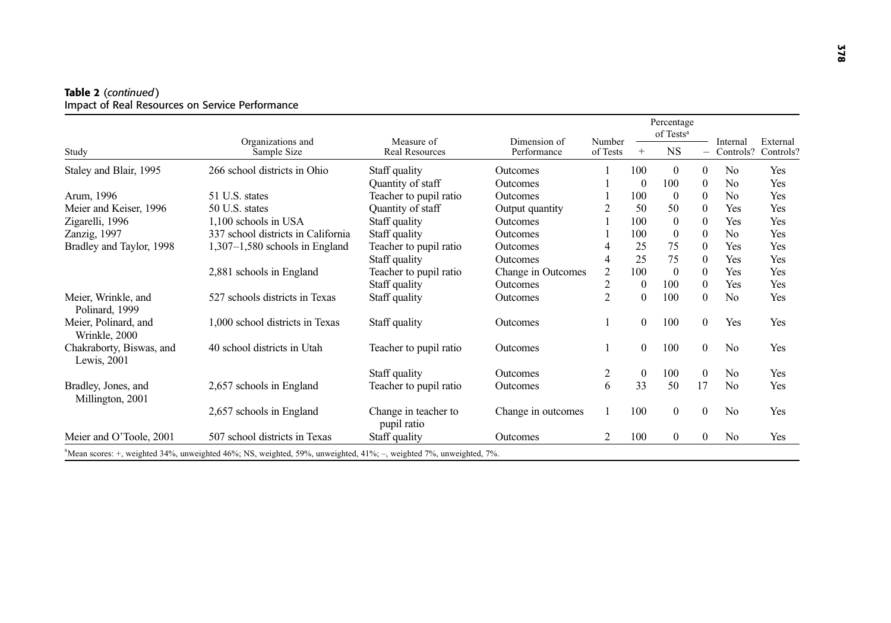**Table 2** (*continued*)
Impact of Real Resources on Service Performance

| Study | Organizations and Sample Size | Measure of Real Resources | Dimension of Performance | Number of Tests | Percentage of Tests[a] | | | Internal Controls? | External Controls? |
|---|---|---|---|---|---|---|---|---|---|
| | | | | | + | NS | – | | |
| Staley and Blair, 1995 | 266 school districts in Ohio | Staff quality | Outcomes | 1 | 100 | 0 | 0 | No | Yes |
| | | Quantity of staff | Outcomes | 1 | 0 | 100 | 0 | No | Yes |
| Arum, 1996 | 51 U.S. states | Teacher to pupil ratio | Outcomes | 1 | 100 | 0 | 0 | No | Yes |
| Meier and Keiser, 1996 | 50 U.S. states | Quantity of staff | Output quantity | 2 | 50 | 50 | 0 | Yes | Yes |
| Zigarelli, 1996 | 1,100 schools in USA | Staff quality | Outcomes | 1 | 100 | 0 | 0 | Yes | Yes |
| Zanzig, 1997 | 337 school districts in California | Staff quality | Outcomes | 1 | 100 | 0 | 0 | No | Yes |
| Bradley and Taylor, 1998 | 1,307–1,580 schools in England | Teacher to pupil ratio | Outcomes | 4 | 25 | 75 | 0 | Yes | Yes |
| | | Staff quality | Outcomes | 4 | 25 | 75 | 0 | Yes | Yes |
| | 2,881 schools in England | Teacher to pupil ratio | Change in Outcomes | 2 | 100 | 0 | 0 | Yes | Yes |
| | | Staff quality | Outcomes | 2 | 0 | 100 | 0 | Yes | Yes |
| Meier, Wrinkle, and Polinard, 1999 | 527 schools districts in Texas | Staff quality | Outcomes | 2 | 0 | 100 | 0 | No | Yes |
| Meier, Polinard, and Wrinkle, 2000 | 1,000 school districts in Texas | Staff quality | Outcomes | 1 | 0 | 100 | 0 | Yes | Yes |
| Chakraborty, Biswas, and Lewis, 2001 | 40 school districts in Utah | Teacher to pupil ratio | Outcomes | 1 | 0 | 100 | 0 | No | Yes |
| | | Staff quality | Outcomes | 2 | 0 | 100 | 0 | No | Yes |
| Bradley, Jones, and Millington, 2001 | 2,657 schools in England | Teacher to pupil ratio | Outcomes | 6 | 33 | 50 | 17 | No | Yes |
| | 2,657 schools in England | Change in teacher to pupil ratio | Change in outcomes | 1 | 100 | 0 | 0 | No | Yes |
| Meier and O'Toole, 2001 | 507 school districts in Texas | Staff quality | Outcomes | 2 | 100 | 0 | 0 | No | Yes |

[a]Mean scores: +, weighted 34%, unweighted 46%; NS, weighted, 59%, unweighted, 41%; –, weighted 7%, unweighted, 7%.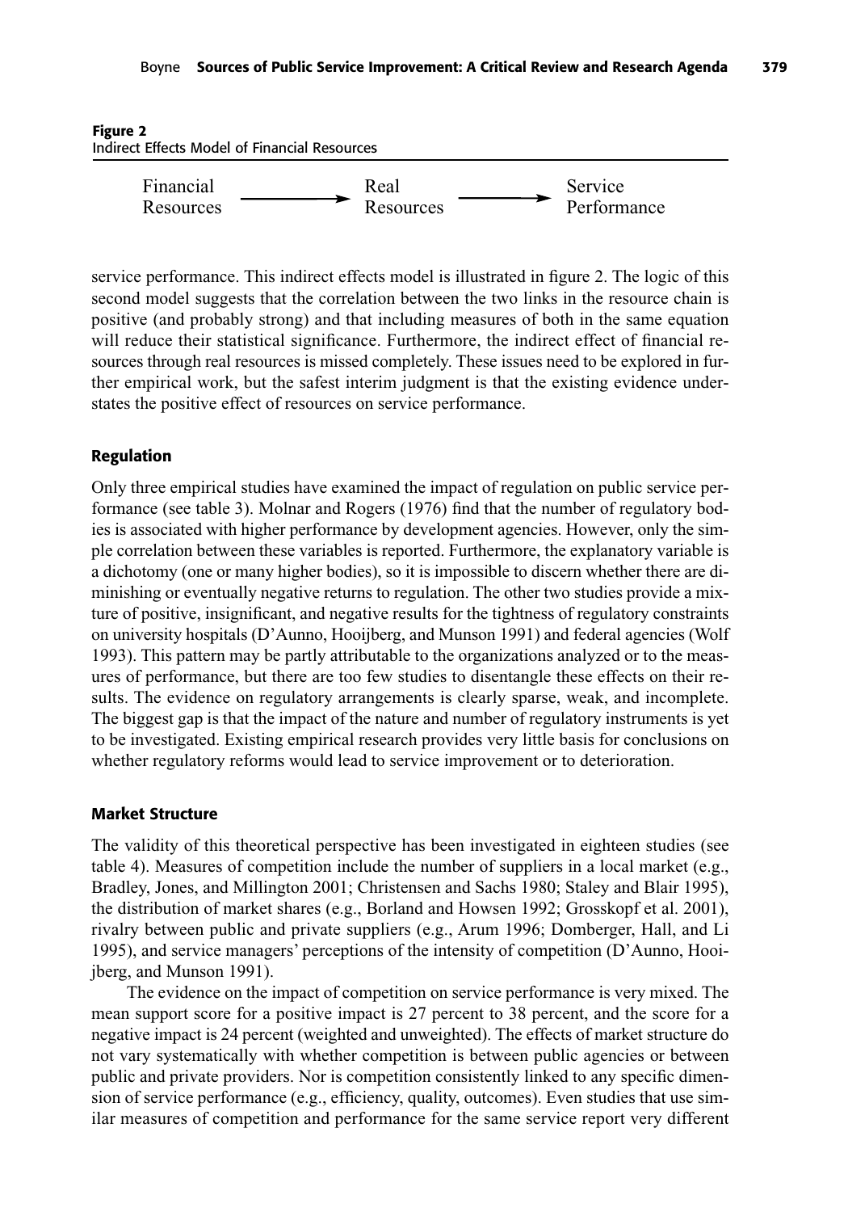**Figure 2**
Indirect Effects Model of Financial Resources

Financial Resources → Real Resources → Service Performance

service performance. This indirect effects model is illustrated in figure 2. The logic of this second model suggests that the correlation between the two links in the resource chain is positive (and probably strong) and that including measures of both in the same equation will reduce their statistical significance. Furthermore, the indirect effect of financial resources through real resources is missed completely. These issues need to be explored in further empirical work, but the safest interim judgment is that the existing evidence understates the positive effect of resources on service performance.

### Regulation

Only three empirical studies have examined the impact of regulation on public service performance (see table 3). Molnar and Rogers (1976) find that the number of regulatory bodies is associated with higher performance by development agencies. However, only the simple correlation between these variables is reported. Furthermore, the explanatory variable is a dichotomy (one or many higher bodies), so it is impossible to discern whether there are diminishing or eventually negative returns to regulation. The other two studies provide a mixture of positive, insignificant, and negative results for the tightness of regulatory constraints on university hospitals (D'Aunno, Hooijberg, and Munson 1991) and federal agencies (Wolf 1993). This pattern may be partly attributable to the organizations analyzed or to the measures of performance, but there are too few studies to disentangle these effects on their results. The evidence on regulatory arrangements is clearly sparse, weak, and incomplete. The biggest gap is that the impact of the nature and number of regulatory instruments is yet to be investigated. Existing empirical research provides very little basis for conclusions on whether regulatory reforms would lead to service improvement or to deterioration.

### Market Structure

The validity of this theoretical perspective has been investigated in eighteen studies (see table 4). Measures of competition include the number of suppliers in a local market (e.g., Bradley, Jones, and Millington 2001; Christensen and Sachs 1980; Staley and Blair 1995), the distribution of market shares (e.g., Borland and Howsen 1992; Grosskopf et al. 2001), rivalry between public and private suppliers (e.g., Arum 1996; Domberger, Hall, and Li 1995), and service managers' perceptions of the intensity of competition (D'Aunno, Hooijberg, and Munson 1991).

The evidence on the impact of competition on service performance is very mixed. The mean support score for a positive impact is 27 percent to 38 percent, and the score for a negative impact is 24 percent (weighted and unweighted). The effects of market structure do not vary systematically with whether competition is between public agencies or between public and private providers. Nor is competition consistently linked to any specific dimension of service performance (e.g., efficiency, quality, outcomes). Even studies that use similar measures of competition and performance for the same service report very different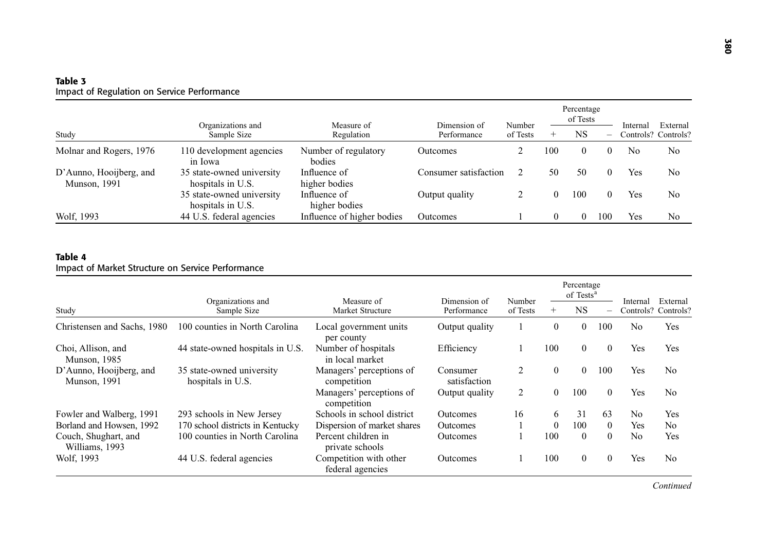**Table 3**
Impact of Regulation on Service Performance

| Study | Organizations and Sample Size | Measure of Regulation | Dimension of Performance | Number of Tests | Percentage of Tests | | | Internal Controls? | External Controls? |
|---|---|---|---|---|---|---|---|---|---|
| | | | | | + | NS | – | | |
| Molnar and Rogers, 1976 | 110 development agencies in Iowa | Number of regulatory bodies | Outcomes | 2 | 100 | 0 | 0 | No | No |
| D'Aunno, Hooijberg, and Munson, 1991 | 35 state-owned university hospitals in U.S. | Influence of higher bodies | Consumer satisfaction | 2 | 50 | 50 | 0 | Yes | No |
| | 35 state-owned university hospitals in U.S. | Influence of higher bodies | Output quality | 2 | 0 | 100 | 0 | Yes | No |
| Wolf, 1993 | 44 U.S. federal agencies | Influence of higher bodies | Outcomes | 1 | 0 | 0 | 100 | Yes | No |

**Table 4**
Impact of Market Structure on Service Performance

| Study | Organizations and Sample Size | Measure of Market Structure | Dimension of Performance | Number of Tests | Percentage of Tests[a] | | | Internal Controls? | External Controls? |
|---|---|---|---|---|---|---|---|---|---|
| | | | | | + | NS | – | | |
| Christensen and Sachs, 1980 | 100 counties in North Carolina | Local government units per county | Output quality | 1 | 0 | 0 | 100 | No | Yes |
| Choi, Allison, and Munson, 1985 | 44 state-owned hospitals in U.S. | Number of hospitals in local market | Efficiency | 1 | 100 | 0 | 0 | Yes | Yes |
| D'Aunno, Hooijberg, and Munson, 1991 | 35 state-owned university hospitals in U.S. | Managers' perceptions of competition | Consumer satisfaction | 2 | 0 | 0 | 100 | Yes | No |
| | | Managers' perceptions of competition | Output quality | 2 | 0 | 100 | 0 | Yes | No |
| Fowler and Walberg, 1991 | 293 schools in New Jersey | Schools in school district | Outcomes | 16 | 6 | 31 | 63 | No | Yes |
| Borland and Howsen, 1992 | 170 school districts in Kentucky | Dispersion of market shares | Outcomes | 1 | 0 | 100 | 0 | Yes | No |
| Couch, Shughart, and Williams, 1993 | 100 counties in North Carolina | Percent children in private schools | Outcomes | 1 | 100 | 0 | 0 | No | Yes |
| Wolf, 1993 | 44 U.S. federal agencies | Competition with other federal agencies | Outcomes | 1 | 100 | 0 | 0 | Yes | No |

*Continued*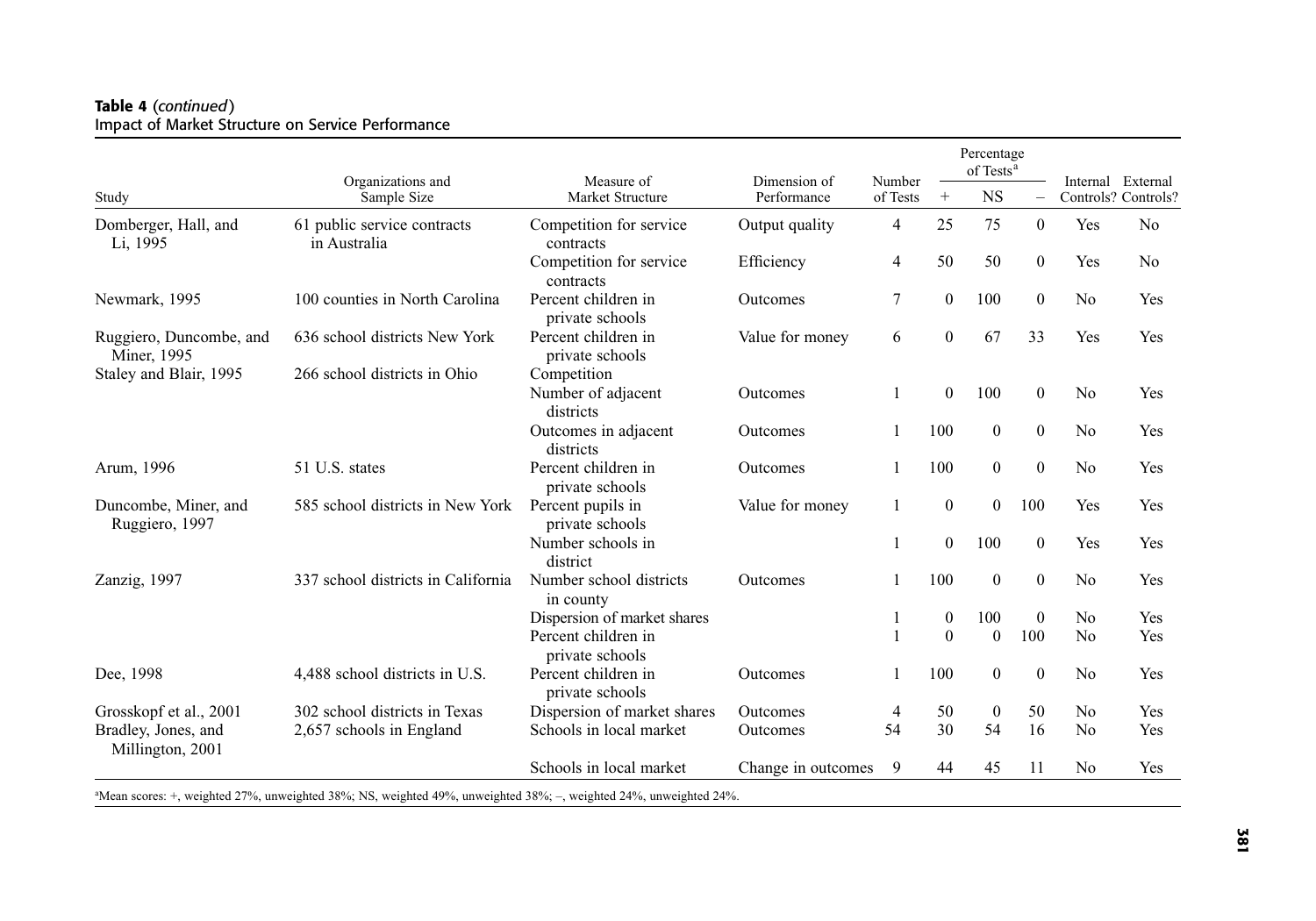**Table 4** *(continued)*
Impact of Market Structure on Service Performance

| Study | Organizations and Sample Size | Measure of Market Structure | Dimension of Performance | Number of Tests | Percentage of Tests[a] + | NS | – | Internal Controls? | External Controls? |
|---|---|---|---|---|---|---|---|---|---|
| Domberger, Hall, and Li, 1995 | 61 public service contracts in Australia | Competition for service contracts | Output quality | 4 | 25 | 75 | 0 | Yes | No |
| | | Competition for service contracts | Efficiency | 4 | 50 | 50 | 0 | Yes | No |
| Newmark, 1995 | 100 counties in North Carolina | Percent children in private schools | Outcomes | 7 | 0 | 100 | 0 | No | Yes |
| Ruggiero, Duncombe, and Miner, 1995 | 636 school districts New York | Percent children in private schools | Value for money | 6 | 0 | 67 | 33 | Yes | Yes |
| Staley and Blair, 1995 | 266 school districts in Ohio | Competition | | | | | | | |
| | | Number of adjacent districts | Outcomes | 1 | 0 | 100 | 0 | No | Yes |
| | | Outcomes in adjacent districts | Outcomes | 1 | 100 | 0 | 0 | No | Yes |
| Arum, 1996 | 51 U.S. states | Percent children in private schools | Outcomes | 1 | 100 | 0 | 0 | No | Yes |
| Duncombe, Miner, and Ruggiero, 1997 | 585 school districts in New York | Percent pupils in private schools | Value for money | 1 | 0 | 0 | 100 | Yes | Yes |
| | | Number schools in district | | 1 | 0 | 100 | 0 | Yes | Yes |
| Zanzig, 1997 | 337 school districts in California | Number school districts in county | Outcomes | 1 | 100 | 0 | 0 | No | Yes |
| | | Dispersion of market shares | | 1 | 0 | 100 | 0 | No | Yes |
| | | Percent children in private schools | | 1 | 0 | 0 | 100 | No | Yes |
| Dee, 1998 | 4,488 school districts in U.S. | Percent children in private schools | Outcomes | 1 | 100 | 0 | 0 | No | Yes |
| Grosskopf et al., 2001 | 302 school districts in Texas | Dispersion of market shares | Outcomes | 4 | 50 | 0 | 50 | No | Yes |
| Bradley, Jones, and Millington, 2001 | 2,657 schools in England | Schools in local market | Outcomes | 54 | 30 | 54 | 16 | No | Yes |
| | | Schools in local market | Change in outcomes | 9 | 44 | 45 | 11 | No | Yes |

[a]Mean scores: +, weighted 27%, unweighted 38%; NS, weighted 49%, unweighted 38%; –, weighted 24%, unweighted 24%.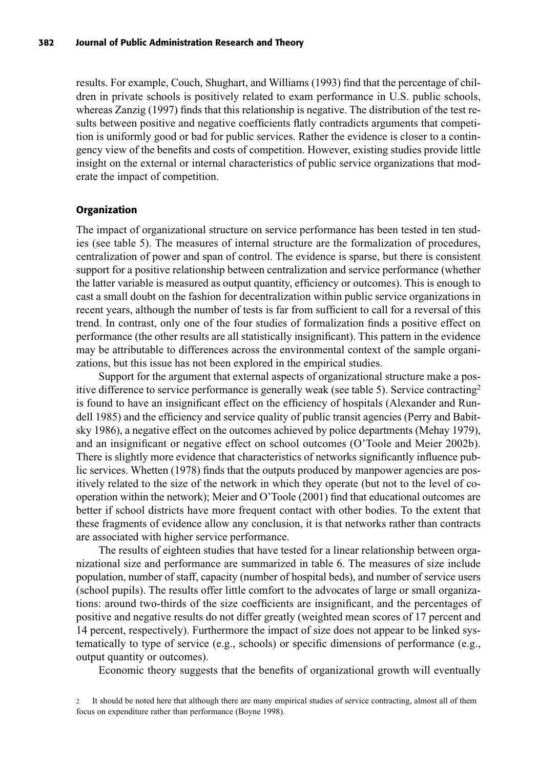results. For example, Couch, Shughart, and Williams (1993) find that the percentage of children in private schools is positively related to exam performance in U.S. public schools, whereas Zanzig (1997) finds that this relationship is negative. The distribution of the test results between positive and negative coefficients flatly contradicts arguments that competition is uniformly good or bad for public services. Rather the evidence is closer to a contingency view of the benefits and costs of competition. However, existing studies provide little insight on the external or internal characteristics of public service organizations that moderate the impact of competition.

## Organization

The impact of organizational structure on service performance has been tested in ten studies (see table 5). The measures of internal structure are the formalization of procedures, centralization of power and span of control. The evidence is sparse, but there is consistent support for a positive relationship between centralization and service performance (whether the latter variable is measured as output quantity, efficiency or outcomes). This is enough to cast a small doubt on the fashion for decentralization within public service organizations in recent years, although the number of tests is far from sufficient to call for a reversal of this trend. In contrast, only one of the four studies of formalization finds a positive effect on performance (the other results are all statistically insignificant). This pattern in the evidence may be attributable to differences across the environmental context of the sample organizations, but this issue has not been explored in the empirical studies.

Support for the argument that external aspects of organizational structure make a positive difference to service performance is generally weak (see table 5). Service contracting[2] is found to have an insignificant effect on the efficiency of hospitals (Alexander and Rundell 1985) and the efficiency and service quality of public transit agencies (Perry and Babitsky 1986), a negative effect on the outcomes achieved by police departments (Mehay 1979), and an insignificant or negative effect on school outcomes (O'Toole and Meier 2002b). There is slightly more evidence that characteristics of networks significantly influence public services. Whetten (1978) finds that the outputs produced by manpower agencies are positively related to the size of the network in which they operate (but not to the level of cooperation within the network); Meier and O'Toole (2001) find that educational outcomes are better if school districts have more frequent contact with other bodies. To the extent that these fragments of evidence allow any conclusion, it is that networks rather than contracts are associated with higher service performance.

The results of eighteen studies that have tested for a linear relationship between organizational size and performance are summarized in table 6. The measures of size include population, number of staff, capacity (number of hospital beds), and number of service users (school pupils). The results offer little comfort to the advocates of large or small organizations: around two-thirds of the size coefficients are insignificant, and the percentages of positive and negative results do not differ greatly (weighted mean scores of 17 percent and 14 percent, respectively). Furthermore the impact of size does not appear to be linked systematically to type of service (e.g., schools) or specific dimensions of performance (e.g., output quantity or outcomes).

Economic theory suggests that the benefits of organizational growth will eventually

[2] It should be noted here that although there are many empirical studies of service contracting, almost all of them focus on expenditure rather than performance (Boyne 1998).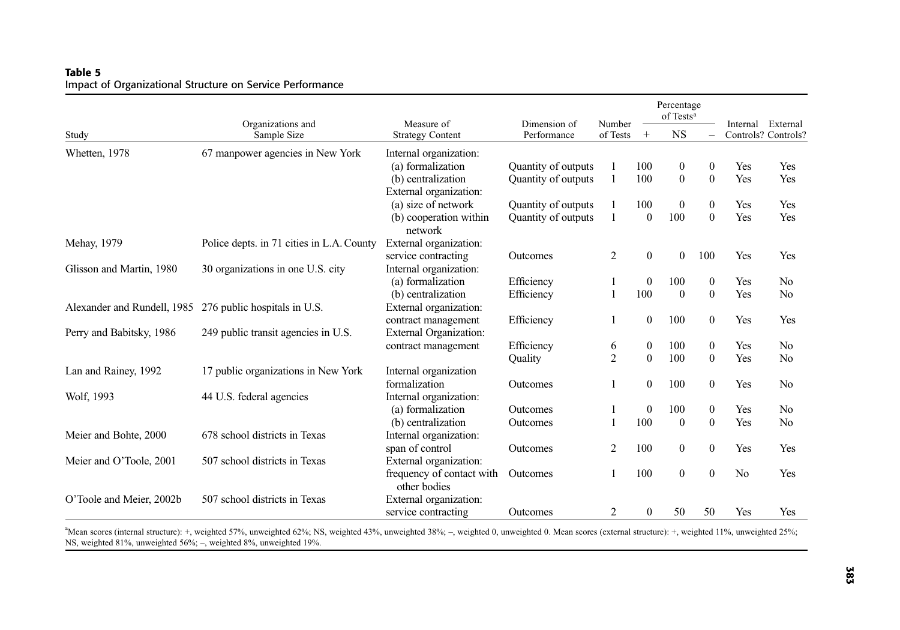**Table 5**
Impact of Organizational Structure on Service Performance

| Study | Organizations and Sample Size | Measure of Strategy Content | Dimension of Performance | Number of Tests | Percentage of Tests[a] + | Percentage of Tests[a] NS | Percentage of Tests[a] – | Internal Controls? | External Controls? |
|---|---|---|---|---|---|---|---|---|---|
| Whetten, 1978 | 67 manpower agencies in New York | Internal organization: | | | | | | | |
| | | (a) formalization | Quantity of outputs | 1 | 100 | 0 | 0 | Yes | Yes |
| | | (b) centralization | Quantity of outputs | 1 | 100 | 0 | 0 | Yes | Yes |
| | | External organization: | | | | | | | |
| | | (a) size of network | Quantity of outputs | 1 | 100 | 0 | 0 | Yes | Yes |
| | | (b) cooperation within network | Quantity of outputs | 1 | 0 | 100 | 0 | Yes | Yes |
| Mehay, 1979 | Police depts. in 71 cities in L.A. County | External organization: | | | | | | | |
| | | service contracting | Outcomes | 2 | 0 | 0 | 100 | Yes | Yes |
| Glisson and Martin, 1980 | 30 organizations in one U.S. city | Internal organization: | | | | | | | |
| | | (a) formalization | Efficiency | 1 | 0 | 100 | 0 | Yes | No |
| | | (b) centralization | Efficiency | 1 | 100 | 0 | 0 | Yes | No |
| Alexander and Rundell, 1985 | 276 public hospitals in U.S. | External organization: | | | | | | | |
| | | contract management | Efficiency | 1 | 0 | 100 | 0 | Yes | Yes |
| Perry and Babitsky, 1986 | 249 public transit agencies in U.S. | External Organization: | | | | | | | |
| | | contract management | Efficiency | 6 | 0 | 100 | 0 | Yes | No |
| | | | Quality | 2 | 0 | 100 | 0 | Yes | No |
| Lan and Rainey, 1992 | 17 public organizations in New York | Internal organization formalization | Outcomes | 1 | 0 | 100 | 0 | Yes | No |
| Wolf, 1993 | 44 U.S. federal agencies | Internal organization: | | | | | | | |
| | | (a) formalization | Outcomes | 1 | 0 | 100 | 0 | Yes | No |
| | | (b) centralization | Outcomes | 1 | 100 | 0 | 0 | Yes | No |
| Meier and Bohte, 2000 | 678 school districts in Texas | Internal organization: | | | | | | | |
| | | span of control | Outcomes | 2 | 100 | 0 | 0 | Yes | Yes |
| Meier and O'Toole, 2001 | 507 school districts in Texas | External organization: | | | | | | | |
| | | frequency of contact with other bodies | Outcomes | 1 | 100 | 0 | 0 | No | Yes |
| O'Toole and Meier, 2002b | 507 school districts in Texas | External organization: | | | | | | | |
| | | service contracting | Outcomes | 2 | 0 | 50 | 50 | Yes | Yes |

[a]Mean scores (internal structure): +, weighted 57%, unweighted 62%; NS, weighted 43%, unweighted 38%; –, weighted 0, unweighted 0. Mean scores (external structure): +, weighted 11%, unweighted 25%; NS, weighted 81%, unweighted 56%; –, weighted 8%, unweighted 19%.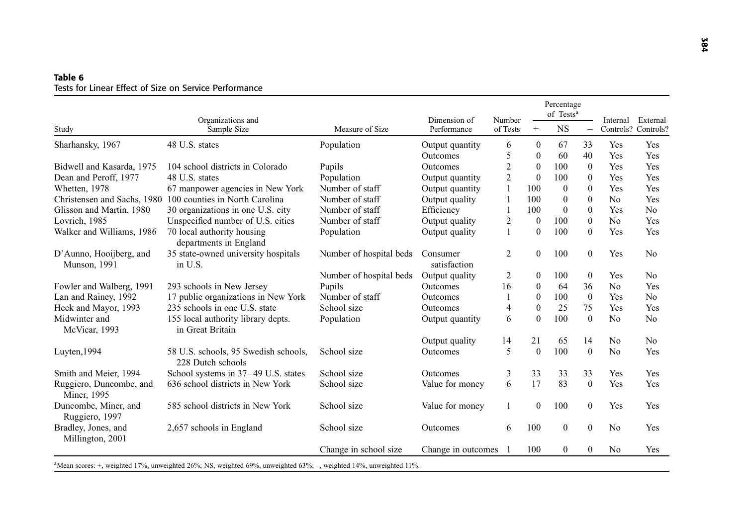**Table 6**
Tests for Linear Effect of Size on Service Performance

| Study | Organizations and Sample Size | Measure of Size | Dimension of Performance | Number of Tests | Percentage of Tests[a] | | | Internal Controls? | External Controls? |
|---|---|---|---|---|---|---|---|---|---|
| | | | | | + | NS | – | | |
| Sharhansky, 1967 | 48 U.S. states | Population | Output quantity | 6 | 0 | 67 | 33 | Yes | Yes |
| | | | Outcomes | 5 | 0 | 60 | 40 | Yes | Yes |
| Bidwell and Kasarda, 1975 | 104 school districts in Colorado | Pupils | Outcomes | 2 | 0 | 100 | 0 | Yes | Yes |
| Dean and Peroff, 1977 | 48 U.S. states | Population | Output quantity | 2 | 0 | 100 | 0 | Yes | Yes |
| Whetten, 1978 | 67 manpower agencies in New York | Number of staff | Output quantity | 1 | 100 | 0 | 0 | Yes | Yes |
| Christensen and Sachs, 1980 | 100 counties in North Carolina | Number of staff | Output quality | 1 | 100 | 0 | 0 | No | Yes |
| Glisson and Martin, 1980 | 30 organizations in one U.S. city | Number of staff | Efficiency | 1 | 100 | 0 | 0 | Yes | No |
| Lovrich, 1985 | Unspecified number of U.S. cities | Number of staff | Output quality | 2 | 0 | 100 | 0 | No | Yes |
| Walker and Williams, 1986 | 70 local authority housing departments in England | Population | Output quality | 1 | 0 | 100 | 0 | Yes | Yes |
| D'Aunno, Hooijberg, and Munson, 1991 | 35 state-owned university hospitals in U.S. | Number of hospital beds | Consumer satisfaction | 2 | 0 | 100 | 0 | Yes | No |
| | | Number of hospital beds | Output quality | 2 | 0 | 100 | 0 | Yes | No |
| Fowler and Walberg, 1991 | 293 schools in New Jersey | Pupils | Outcomes | 16 | 0 | 64 | 36 | No | Yes |
| Lan and Rainey, 1992 | 17 public organizations in New York | Number of staff | Outcomes | 1 | 0 | 100 | 0 | Yes | No |
| Heck and Mayor, 1993 | 235 schools in one U.S. state | School size | Outcomes | 4 | 0 | 25 | 75 | Yes | Yes |
| Midwinter and McVicar, 1993 | 155 local authority library depts. in Great Britain | Population | Output quantity | 6 | 0 | 100 | 0 | No | No |
| | | | Output quality | 14 | 21 | 65 | 14 | No | No |
| Luyten,1994 | 58 U.S. schools, 95 Swedish schools, 228 Dutch schools | School size | Outcomes | 5 | 0 | 100 | 0 | No | Yes |
| Smith and Meier, 1994 | School systems in 37–49 U.S. states | School size | Outcomes | 3 | 33 | 33 | 33 | Yes | Yes |
| Ruggiero, Duncombe, and Miner, 1995 | 636 school districts in New York | School size | Value for money | 6 | 17 | 83 | 0 | Yes | Yes |
| Duncombe, Miner, and Ruggiero, 1997 | 585 school districts in New York | School size | Value for money | 1 | 0 | 100 | 0 | Yes | Yes |
| Bradley, Jones, and Millington, 2001 | 2,657 schools in England | School size | Outcomes | 6 | 100 | 0 | 0 | No | Yes |
| | | Change in school size | Change in outcomes | 1 | 100 | 0 | 0 | No | Yes |

[a]Mean scores: +, weighted 17%, unweighted 26%; NS, weighted 69%, unweighted 63%; –, weighted 14%, unweighted 11%.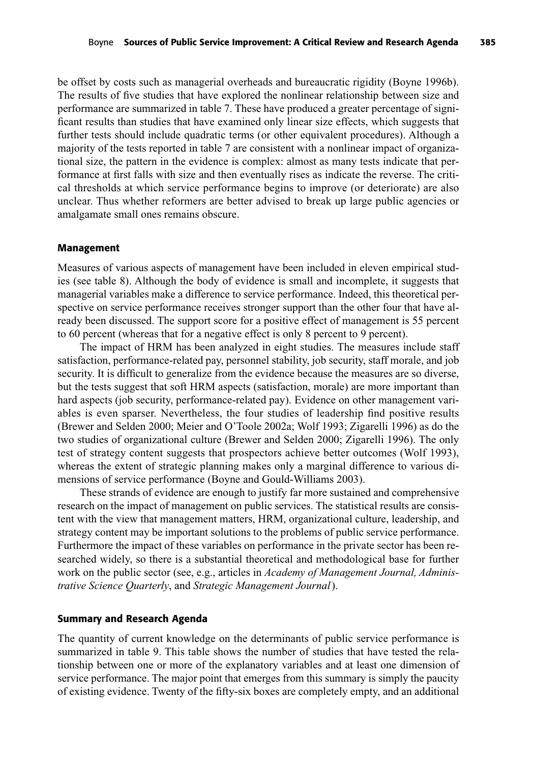be offset by costs such as managerial overheads and bureaucratic rigidity (Boyne 1996b). The results of five studies that have explored the nonlinear relationship between size and performance are summarized in table 7. These have produced a greater percentage of significant results than studies that have examined only linear size effects, which suggests that further tests should include quadratic terms (or other equivalent procedures). Although a majority of the tests reported in table 7 are consistent with a nonlinear impact of organizational size, the pattern in the evidence is complex: almost as many tests indicate that performance at first falls with size and then eventually rises as indicate the reverse. The critical thresholds at which service performance begins to improve (or deteriorate) are also unclear. Thus whether reformers are better advised to break up large public agencies or amalgamate small ones remains obscure.

### Management

Measures of various aspects of management have been included in eleven empirical studies (see table 8). Although the body of evidence is small and incomplete, it suggests that managerial variables make a difference to service performance. Indeed, this theoretical perspective on service performance receives stronger support than the other four that have already been discussed. The support score for a positive effect of management is 55 percent to 60 percent (whereas that for a negative effect is only 8 percent to 9 percent).

The impact of HRM has been analyzed in eight studies. The measures include staff satisfaction, performance-related pay, personnel stability, job security, staff morale, and job security. It is difficult to generalize from the evidence because the measures are so diverse, but the tests suggest that soft HRM aspects (satisfaction, morale) are more important than hard aspects (job security, performance-related pay). Evidence on other management variables is even sparser. Nevertheless, the four studies of leadership find positive results (Brewer and Selden 2000; Meier and O'Toole 2002a; Wolf 1993; Zigarelli 1996) as do the two studies of organizational culture (Brewer and Selden 2000; Zigarelli 1996). The only test of strategy content suggests that prospectors achieve better outcomes (Wolf 1993), whereas the extent of strategic planning makes only a marginal difference to various dimensions of service performance (Boyne and Gould-Williams 2003).

These strands of evidence are enough to justify far more sustained and comprehensive research on the impact of management on public services. The statistical results are consistent with the view that management matters, HRM, organizational culture, leadership, and strategy content may be important solutions to the problems of public service performance. Furthermore the impact of these variables on performance in the private sector has been researched widely, so there is a substantial theoretical and methodological base for further work on the public sector (see, e.g., articles in *Academy of Management Journal, Administrative Science Quarterly*, and *Strategic Management Journal*).

### Summary and Research Agenda

The quantity of current knowledge on the determinants of public service performance is summarized in table 9. This table shows the number of studies that have tested the relationship between one or more of the explanatory variables and at least one dimension of service performance. The major point that emerges from this summary is simply the paucity of existing evidence. Twenty of the fifty-six boxes are completely empty, and an additional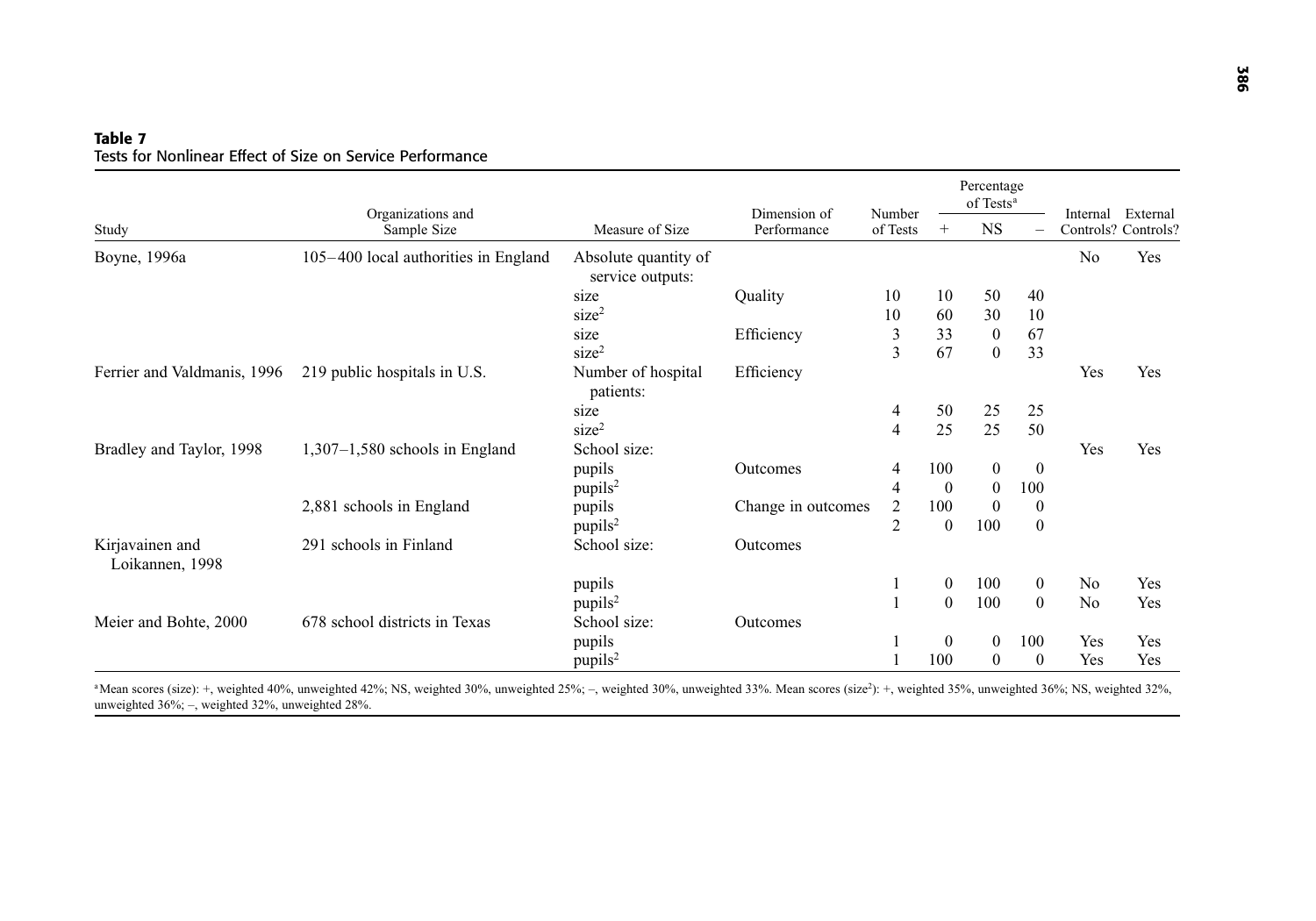**Table 7**
Tests for Nonlinear Effect of Size on Service Performance

| Study | Organizations and Sample Size | Measure of Size | Dimension of Performance | Number of Tests | Percentage of Tests[a] | | | Internal Controls? | External Controls? |
|---|---|---|---|---|---|---|---|---|---|
| | | | | | + | NS | – | | |
| Boyne, 1996a | 105–400 local authorities in England | Absolute quantity of service outputs: | | | | | | No | Yes |
| | | size | Quality | 10 | 10 | 50 | 40 | | |
| | | $size^2$ | | 10 | 60 | 30 | 10 | | |
| | | size | Efficiency | 3 | 33 | 0 | 67 | | |
| | | $size^2$ | | 3 | 67 | 0 | 33 | | |
| Ferrier and Valdmanis, 1996 | 219 public hospitals in U.S. | Number of hospital patients: | Efficiency | | | | | Yes | Yes |
| | | size | | 4 | 50 | 25 | 25 | | |
| | | $size^2$ | | 4 | 25 | 25 | 50 | | |
| Bradley and Taylor, 1998 | 1,307–1,580 schools in England | School size: | | | | | | Yes | Yes |
| | | pupils | Outcomes | 4 | 100 | 0 | 0 | | |
| | | $pupils^2$ | | 4 | 0 | 0 | 100 | | |
| | 2,881 schools in England | pupils | Change in outcomes | 2 | 100 | 0 | 0 | | |
| | | $pupils^2$ | | 2 | 0 | 100 | 0 | | |
| Kirjavainen and Loikannen, 1998 | 291 schools in Finland | School size: | Outcomes | | | | | | |
| | | pupils | | 1 | 0 | 100 | 0 | No | Yes |
| | | $pupils^2$ | | 1 | 0 | 100 | 0 | No | Yes |
| Meier and Bohte, 2000 | 678 school districts in Texas | School size: | Outcomes | | | | | | |
| | | pupils | | 1 | 0 | 0 | 100 | Yes | Yes |
| | | $pupils^2$ | | 1 | 100 | 0 | 0 | Yes | Yes |

[a]Mean scores (size): +, weighted 40%, unweighted 42%; NS, weighted 30%, unweighted 25%; –, weighted 30%, unweighted 33%. Mean scores ($size^2$): +, weighted 35%, unweighted 36%; NS, weighted 32%, unweighted 36%; –, weighted 32%, unweighted 28%.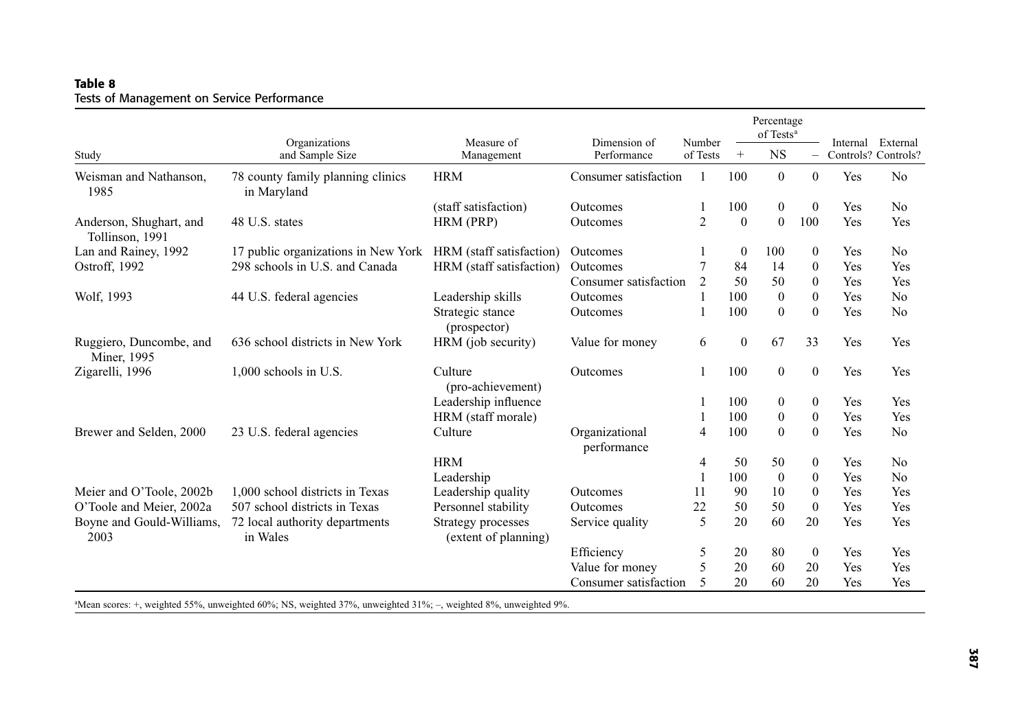**Table 8**
Tests of Management on Service Performance

| Study | Organizations and Sample Size | Measure of Management | Dimension of Performance | Number of Tests | Percentage of Tests[a] | | | Internal Controls? | External Controls? |
|---|---|---|---|---|---|---|---|---|---|
| | | | | | + | NS | – | | |
| Weisman and Nathanson, 1985 | 78 county family planning clinics in Maryland | HRM | Consumer satisfaction | 1 | 100 | 0 | 0 | Yes | No |
| | | (staff satisfaction) | Outcomes | 1 | 100 | 0 | 0 | Yes | No |
| Anderson, Shughart, and Tollinson, 1991 | 48 U.S. states | HRM (PRP) | Outcomes | 2 | 0 | 0 | 100 | Yes | Yes |
| Lan and Rainey, 1992 | 17 public organizations in New York | HRM (staff satisfaction) | Outcomes | 1 | 0 | 100 | 0 | Yes | No |
| Ostroff, 1992 | 298 schools in U.S. and Canada | HRM (staff satisfaction) | Outcomes | 7 | 84 | 14 | 0 | Yes | Yes |
| | | | Consumer satisfaction | 2 | 50 | 50 | 0 | Yes | Yes |
| Wolf, 1993 | 44 U.S. federal agencies | Leadership skills | Outcomes | 1 | 100 | 0 | 0 | Yes | No |
| | | Strategic stance (prospector) | Outcomes | 1 | 100 | 0 | 0 | Yes | No |
| Ruggiero, Duncombe, and Miner, 1995 | 636 school districts in New York | HRM (job security) | Value for money | 6 | 0 | 67 | 33 | Yes | Yes |
| Zigarelli, 1996 | 1,000 schools in U.S. | Culture (pro-achievement) | Outcomes | 1 | 100 | 0 | 0 | Yes | Yes |
| | | Leadership influence | | 1 | 100 | 0 | 0 | Yes | Yes |
| | | HRM (staff morale) | | 1 | 100 | 0 | 0 | Yes | Yes |
| Brewer and Selden, 2000 | 23 U.S. federal agencies | Culture | Organizational performance | 4 | 100 | 0 | 0 | Yes | No |
| | | HRM | | 4 | 50 | 50 | 0 | Yes | No |
| | | Leadership | | 1 | 100 | 0 | 0 | Yes | No |
| Meier and O'Toole, 2002b | 1,000 school districts in Texas | Leadership quality | Outcomes | 11 | 90 | 10 | 0 | Yes | Yes |
| O'Toole and Meier, 2002a | 507 school districts in Texas | Personnel stability | Outcomes | 22 | 50 | 50 | 0 | Yes | Yes |
| Boyne and Gould-Williams, 2003 | 72 local authority departments in Wales | Strategy processes (extent of planning) | Service quality | 5 | 20 | 60 | 20 | Yes | Yes |
| | | | Efficiency | 5 | 20 | 80 | 0 | Yes | Yes |
| | | | Value for money | 5 | 20 | 60 | 20 | Yes | Yes |
| | | | Consumer satisfaction | 5 | 20 | 60 | 20 | Yes | Yes |

[a]Mean scores: +, weighted 55%, unweighted 60%; NS, weighted 37%, unweighted 31%; –, weighted 8%, unweighted 9%.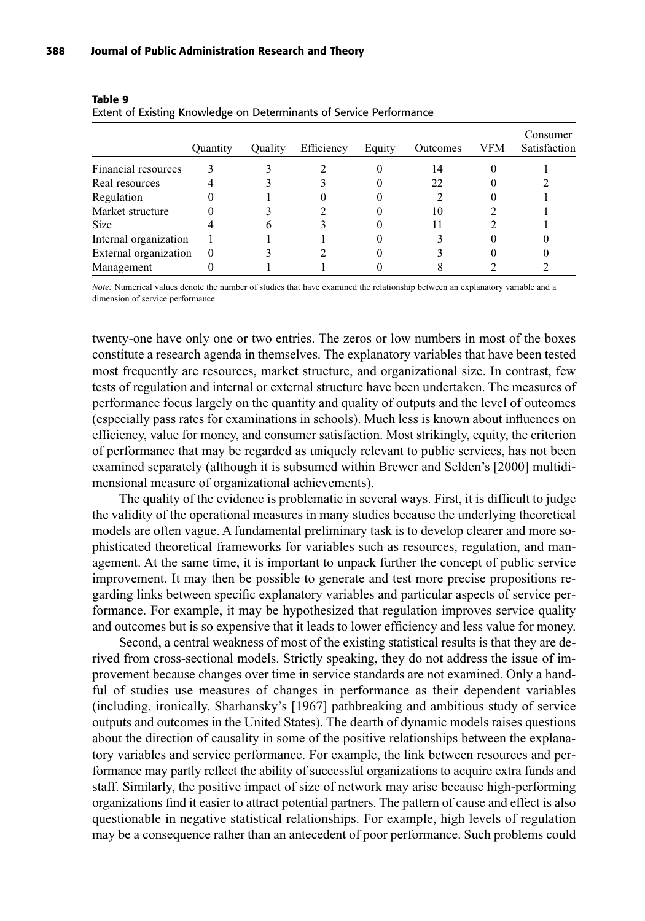**Table 9**
Extent of Existing Knowledge on Determinants of Service Performance

| | Quantity | Quality | Efficiency | Equity | Outcomes | VFM | Consumer Satisfaction |
|---|---|---|---|---|---|---|---|
| Financial resources | 3 | 3 | 2 | 0 | 14 | 0 | 1 |
| Real resources | 4 | 3 | 3 | 0 | 22 | 0 | 2 |
| Regulation | 0 | 1 | 0 | 0 | 2 | 0 | 1 |
| Market structure | 0 | 3 | 2 | 0 | 10 | 2 | 1 |
| Size | 4 | 6 | 3 | 0 | 11 | 2 | 1 |
| Internal organization | 1 | 1 | 1 | 0 | 3 | 0 | 0 |
| External organization | 0 | 3 | 2 | 0 | 3 | 0 | 0 |
| Management | 0 | 1 | 1 | 0 | 8 | 2 | 2 |

*Note:* Numerical values denote the number of studies that have examined the relationship between an explanatory variable and a dimension of service performance.

twenty-one have only one or two entries. The zeros or low numbers in most of the boxes constitute a research agenda in themselves. The explanatory variables that have been tested most frequently are resources, market structure, and organizational size. In contrast, few tests of regulation and internal or external structure have been undertaken. The measures of performance focus largely on the quantity and quality of outputs and the level of outcomes (especially pass rates for examinations in schools). Much less is known about influences on efficiency, value for money, and consumer satisfaction. Most strikingly, equity, the criterion of performance that may be regarded as uniquely relevant to public services, has not been examined separately (although it is subsumed within Brewer and Selden's [2000] multidimensional measure of organizational achievements).

The quality of the evidence is problematic in several ways. First, it is difficult to judge the validity of the operational measures in many studies because the underlying theoretical models are often vague. A fundamental preliminary task is to develop clearer and more sophisticated theoretical frameworks for variables such as resources, regulation, and management. At the same time, it is important to unpack further the concept of public service improvement. It may then be possible to generate and test more precise propositions regarding links between specific explanatory variables and particular aspects of service performance. For example, it may be hypothesized that regulation improves service quality and outcomes but is so expensive that it leads to lower efficiency and less value for money.

Second, a central weakness of most of the existing statistical results is that they are derived from cross-sectional models. Strictly speaking, they do not address the issue of improvement because changes over time in service standards are not examined. Only a handful of studies use measures of changes in performance as their dependent variables (including, ironically, Sharhansky's [1967] pathbreaking and ambitious study of service outputs and outcomes in the United States). The dearth of dynamic models raises questions about the direction of causality in some of the positive relationships between the explanatory variables and service performance. For example, the link between resources and performance may partly reflect the ability of successful organizations to acquire extra funds and staff. Similarly, the positive impact of size of network may arise because high-performing organizations find it easier to attract potential partners. The pattern of cause and effect is also questionable in negative statistical relationships. For example, high levels of regulation may be a consequence rather than an antecedent of poor performance. Such problems could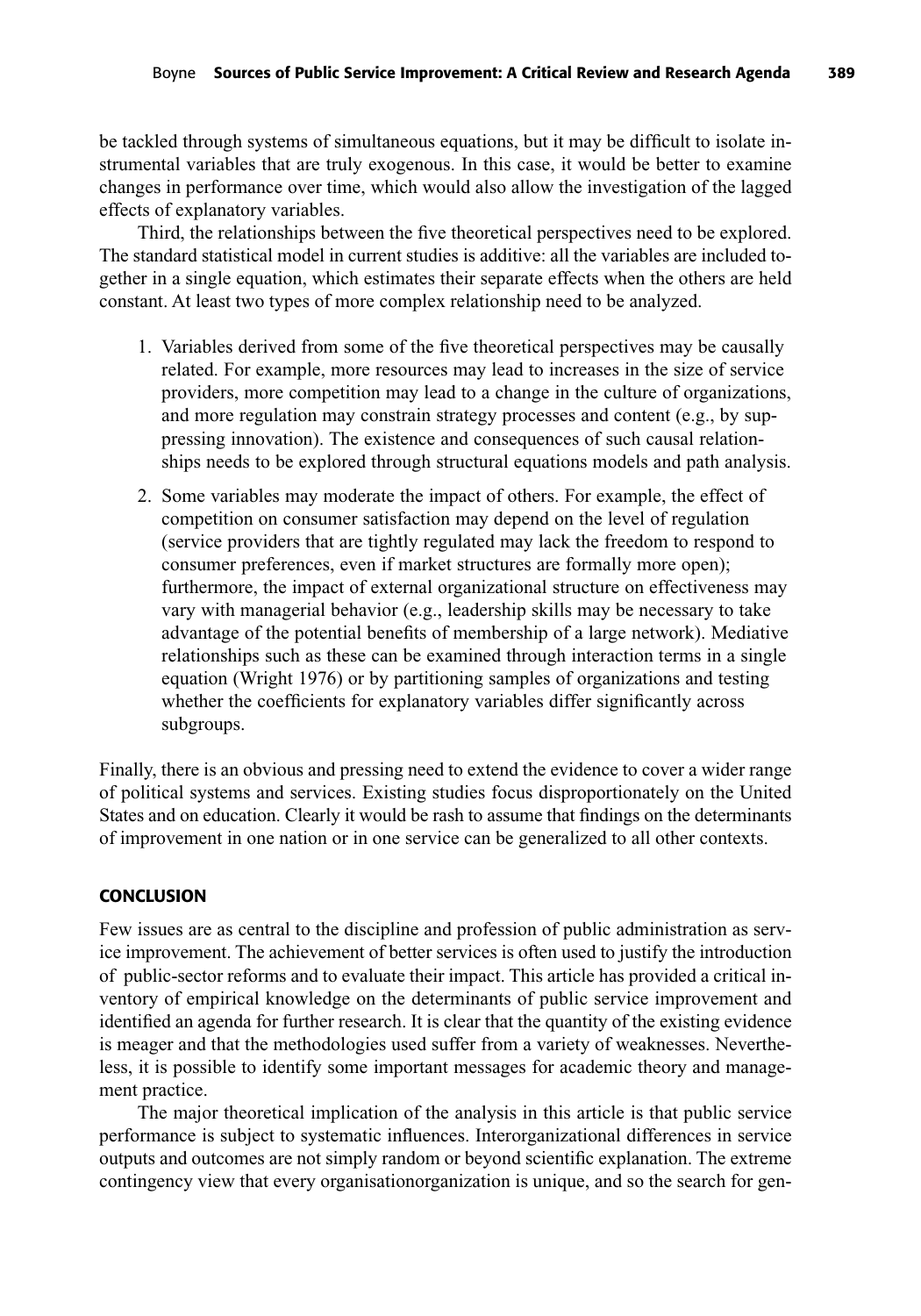be tackled through systems of simultaneous equations, but it may be difficult to isolate instrumental variables that are truly exogenous. In this case, it would be better to examine changes in performance over time, which would also allow the investigation of the lagged effects of explanatory variables.

Third, the relationships between the five theoretical perspectives need to be explored. The standard statistical model in current studies is additive: all the variables are included together in a single equation, which estimates their separate effects when the others are held constant. At least two types of more complex relationship need to be analyzed.

1. Variables derived from some of the five theoretical perspectives may be causally related. For example, more resources may lead to increases in the size of service providers, more competition may lead to a change in the culture of organizations, and more regulation may constrain strategy processes and content (e.g., by suppressing innovation). The existence and consequences of such causal relationships needs to be explored through structural equations models and path analysis.
2. Some variables may moderate the impact of others. For example, the effect of competition on consumer satisfaction may depend on the level of regulation (service providers that are tightly regulated may lack the freedom to respond to consumer preferences, even if market structures are formally more open); furthermore, the impact of external organizational structure on effectiveness may vary with managerial behavior (e.g., leadership skills may be necessary to take advantage of the potential benefits of membership of a large network). Mediative relationships such as these can be examined through interaction terms in a single equation (Wright 1976) or by partitioning samples of organizations and testing whether the coefficients for explanatory variables differ significantly across subgroups.

Finally, there is an obvious and pressing need to extend the evidence to cover a wider range of political systems and services. Existing studies focus disproportionately on the United States and on education. Clearly it would be rash to assume that findings on the determinants of improvement in one nation or in one service can be generalized to all other contexts.

## CONCLUSION

Few issues are as central to the discipline and profession of public administration as service improvement. The achievement of better services is often used to justify the introduction of public-sector reforms and to evaluate their impact. This article has provided a critical inventory of empirical knowledge on the determinants of public service improvement and identified an agenda for further research. It is clear that the quantity of the existing evidence is meager and that the methodologies used suffer from a variety of weaknesses. Nevertheless, it is possible to identify some important messages for academic theory and management practice.

The major theoretical implication of the analysis in this article is that public service performance is subject to systematic influences. Interorganizational differences in service outputs and outcomes are not simply random or beyond scientific explanation. The extreme contingency view that every organisationorganization is unique, and so the search for gen-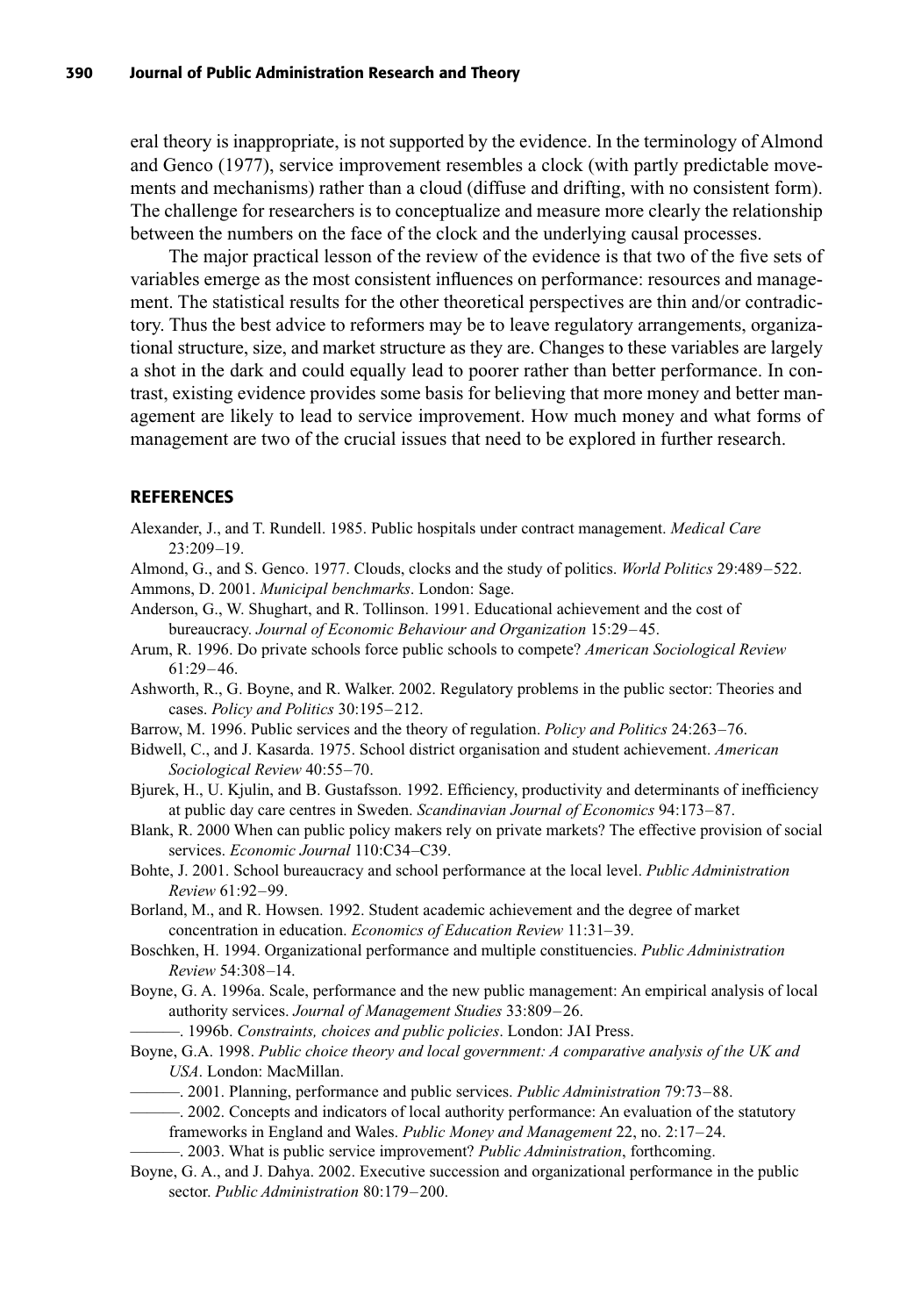eral theory is inappropriate, is not supported by the evidence. In the terminology of Almond and Genco (1977), service improvement resembles a clock (with partly predictable movements and mechanisms) rather than a cloud (diffuse and drifting, with no consistent form). The challenge for researchers is to conceptualize and measure more clearly the relationship between the numbers on the face of the clock and the underlying causal processes.

The major practical lesson of the review of the evidence is that two of the five sets of variables emerge as the most consistent influences on performance: resources and management. The statistical results for the other theoretical perspectives are thin and/or contradictory. Thus the best advice to reformers may be to leave regulatory arrangements, organizational structure, size, and market structure as they are. Changes to these variables are largely a shot in the dark and could equally lead to poorer rather than better performance. In contrast, existing evidence provides some basis for believing that more money and better management are likely to lead to service improvement. How much money and what forms of management are two of the crucial issues that need to be explored in further research.

## REFERENCES

Alexander, J., and T. Rundell. 1985. Public hospitals under contract management. *Medical Care* 23:209–19.

Almond, G., and S. Genco. 1977. Clouds, clocks and the study of politics. *World Politics* 29:489–522.

Ammons, D. 2001. *Municipal benchmarks*. London: Sage.

Anderson, G., W. Shughart, and R. Tollinson. 1991. Educational achievement and the cost of bureaucracy. *Journal of Economic Behaviour and Organization* 15:29–45.

Arum, R. 1996. Do private schools force public schools to compete? *American Sociological Review* 61:29–46.

Ashworth, R., G. Boyne, and R. Walker. 2002. Regulatory problems in the public sector: Theories and cases. *Policy and Politics* 30:195–212.

Barrow, M. 1996. Public services and the theory of regulation. *Policy and Politics* 24:263–76.

Bidwell, C., and J. Kasarda. 1975. School district organisation and student achievement. *American Sociological Review* 40:55–70.

Bjurek, H., U. Kjulin, and B. Gustafsson. 1992. Efficiency, productivity and determinants of inefficiency at public day care centres in Sweden. *Scandinavian Journal of Economics* 94:173–87.

Blank, R. 2000 When can public policy makers rely on private markets? The effective provision of social services. *Economic Journal* 110:C34–C39.

Bohte, J. 2001. School bureaucracy and school performance at the local level. *Public Administration Review* 61:92–99.

Borland, M., and R. Howsen. 1992. Student academic achievement and the degree of market concentration in education. *Economics of Education Review* 11:31–39.

Boschken, H. 1994. Organizational performance and multiple constituencies. *Public Administration Review* 54:308–14.

Boyne, G. A. 1996a. Scale, performance and the new public management: An empirical analysis of local authority services. *Journal of Management Studies* 33:809–26.

———. 1996b. *Constraints, choices and public policies*. London: JAI Press.

Boyne, G.A. 1998. *Public choice theory and local government: A comparative analysis of the UK and USA*. London: MacMillan.

———. 2001. Planning, performance and public services. *Public Administration* 79:73–88.

———. 2002. Concepts and indicators of local authority performance: An evaluation of the statutory frameworks in England and Wales. *Public Money and Management* 22, no. 2:17–24.

———. 2003. What is public service improvement? *Public Administration*, forthcoming.

Boyne, G. A., and J. Dahya. 2002. Executive succession and organizational performance in the public sector. *Public Administration* 80:179–200.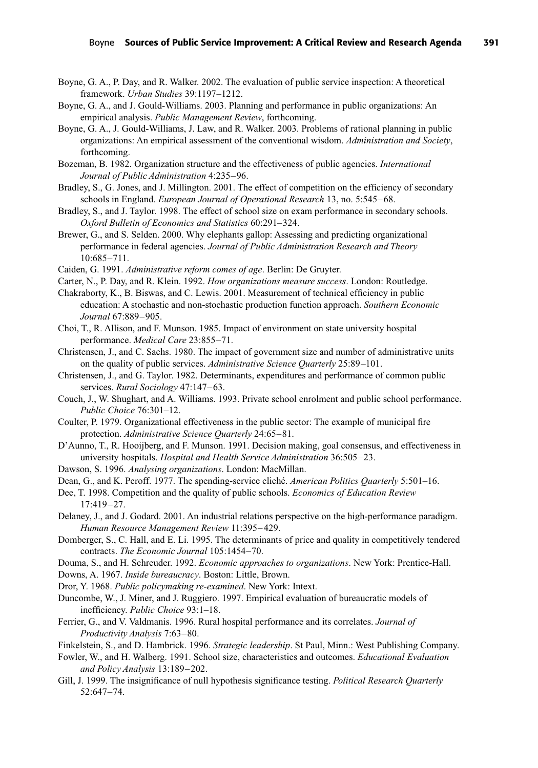Boyne, G. A., P. Day, and R. Walker. 2002. The evaluation of public service inspection: A theoretical framework. *Urban Studies* 39:1197–1212.

Boyne, G. A., and J. Gould-Williams. 2003. Planning and performance in public organizations: An empirical analysis. *Public Management Review*, forthcoming.

Boyne, G. A., J. Gould-Williams, J. Law, and R. Walker. 2003. Problems of rational planning in public organizations: An empirical assessment of the conventional wisdom. *Administration and Society*, forthcoming.

Bozeman, B. 1982. Organization structure and the effectiveness of public agencies. *International Journal of Public Administration* 4:235–96.

Bradley, S., G. Jones, and J. Millington. 2001. The effect of competition on the efficiency of secondary schools in England. *European Journal of Operational Research* 13, no. 5:545–68.

Bradley, S., and J. Taylor. 1998. The effect of school size on exam performance in secondary schools. *Oxford Bulletin of Economics and Statistics* 60:291–324.

Brewer, G., and S. Selden. 2000. Why elephants gallop: Assessing and predicting organizational performance in federal agencies. *Journal of Public Administration Research and Theory* 10:685–711.

Caiden, G. 1991. *Administrative reform comes of age*. Berlin: De Gruyter.

Carter, N., P. Day, and R. Klein. 1992. *How organizations measure success*. London: Routledge.

Chakraborty, K., B. Biswas, and C. Lewis. 2001. Measurement of technical efficiency in public education: A stochastic and non-stochastic production function approach. *Southern Economic Journal* 67:889–905.

Choi, T., R. Allison, and F. Munson. 1985. Impact of environment on state university hospital performance. *Medical Care* 23:855–71.

Christensen, J., and C. Sachs. 1980. The impact of government size and number of administrative units on the quality of public services. *Administrative Science Quarterly* 25:89–101.

Christensen, J., and G. Taylor. 1982. Determinants, expenditures and performance of common public services. *Rural Sociology* 47:147–63.

Couch, J., W. Shughart, and A. Williams. 1993. Private school enrolment and public school performance. *Public Choice* 76:301–12.

Coulter, P. 1979. Organizational effectiveness in the public sector: The example of municipal fire protection. *Administrative Science Quarterly* 24:65–81.

D'Aunno, T., R. Hooijberg, and F. Munson. 1991. Decision making, goal consensus, and effectiveness in university hospitals. *Hospital and Health Service Administration* 36:505–23.

Dawson, S. 1996. *Analysing organizations*. London: MacMillan.

Dean, G., and K. Peroff. 1977. The spending-service cliché. *American Politics Quarterly* 5:501–16.

Dee, T. 1998. Competition and the quality of public schools. *Economics of Education Review* 17:419–27.

Delaney, J., and J. Godard. 2001. An industrial relations perspective on the high-performance paradigm. *Human Resource Management Review* 11:395–429.

Domberger, S., C. Hall, and E. Li. 1995. The determinants of price and quality in competitively tendered contracts. *The Economic Journal* 105:1454–70.

Douma, S., and H. Schreuder. 1992. *Economic approaches to organizations*. New York: Prentice-Hall.

Downs, A. 1967. *Inside bureaucracy*. Boston: Little, Brown.

Dror, Y. 1968. *Public policymaking re-examined*. New York: Intext.

Duncombe, W., J. Miner, and J. Ruggiero. 1997. Empirical evaluation of bureaucratic models of inefficiency. *Public Choice* 93:1–18.

Ferrier, G., and V. Valdmanis. 1996. Rural hospital performance and its correlates. *Journal of Productivity Analysis* 7:63–80.

Finkelstein, S., and D. Hambrick. 1996. *Strategic leadership*. St Paul, Minn.: West Publishing Company.

Fowler, W., and H. Walberg. 1991. School size, characteristics and outcomes. *Educational Evaluation and Policy Analysis* 13:189–202.

Gill, J. 1999. The insignificance of null hypothesis significance testing. *Political Research Quarterly* 52:647–74.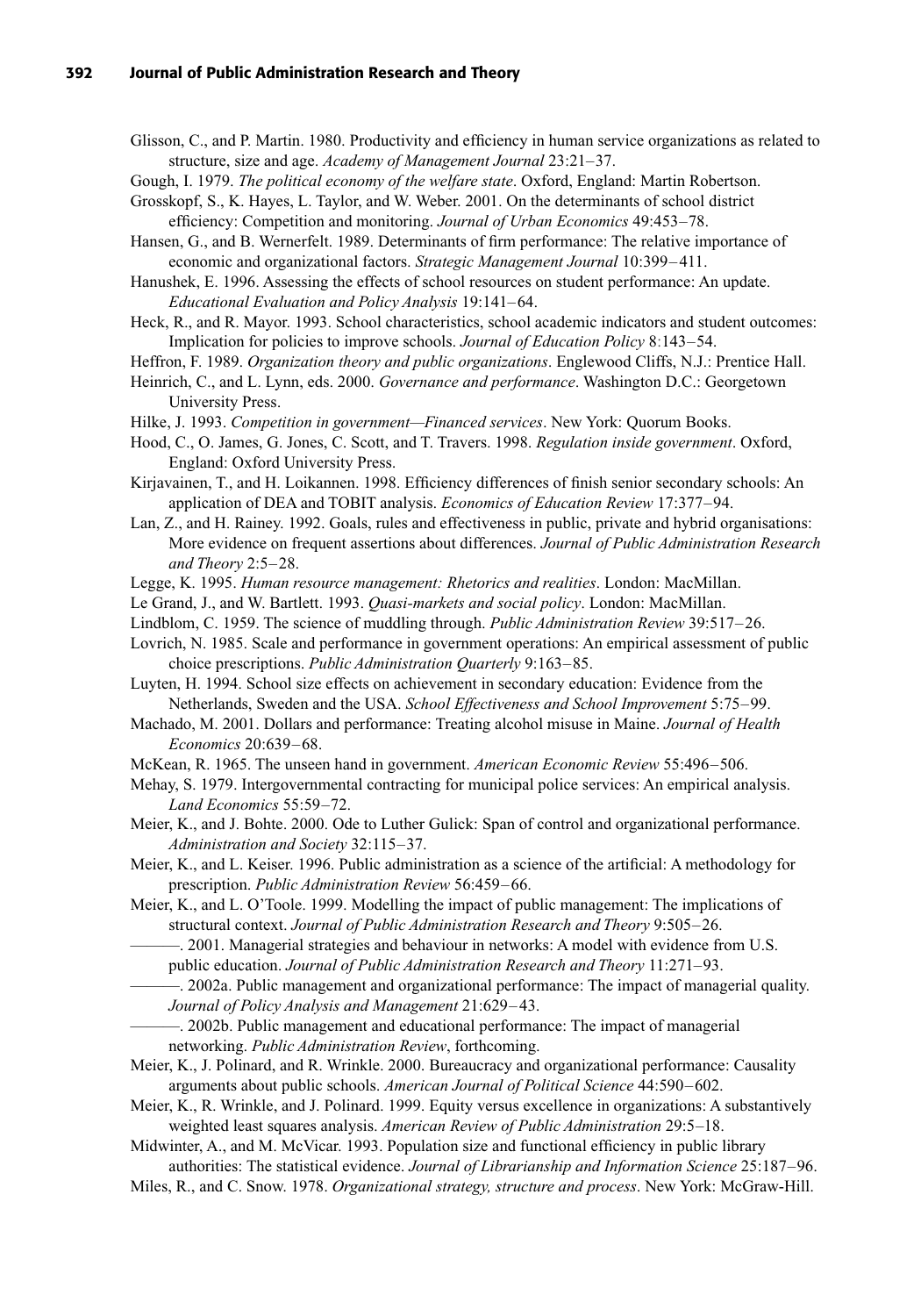Glisson, C., and P. Martin. 1980. Productivity and efficiency in human service organizations as related to structure, size and age. *Academy of Management Journal* 23:21–37.

Gough, I. 1979. *The political economy of the welfare state*. Oxford, England: Martin Robertson.

Grosskopf, S., K. Hayes, L. Taylor, and W. Weber. 2001. On the determinants of school district efficiency: Competition and monitoring. *Journal of Urban Economics* 49:453–78.

Hansen, G., and B. Wernerfelt. 1989. Determinants of firm performance: The relative importance of economic and organizational factors. *Strategic Management Journal* 10:399–411.

Hanushek, E. 1996. Assessing the effects of school resources on student performance: An update. *Educational Evaluation and Policy Analysis* 19:141–64.

Heck, R., and R. Mayor. 1993. School characteristics, school academic indicators and student outcomes: Implication for policies to improve schools. *Journal of Education Policy* 8:143–54.

Heffron, F. 1989. *Organization theory and public organizations*. Englewood Cliffs, N.J.: Prentice Hall.

Heinrich, C., and L. Lynn, eds. 2000. *Governance and performance*. Washington D.C.: Georgetown University Press.

Hilke, J. 1993. *Competition in government—Financed services*. New York: Quorum Books.

Hood, C., O. James, G. Jones, C. Scott, and T. Travers. 1998. *Regulation inside government*. Oxford, England: Oxford University Press.

Kirjavainen, T., and H. Loikannen. 1998. Efficiency differences of finish senior secondary schools: An application of DEA and TOBIT analysis. *Economics of Education Review* 17:377–94.

Lan, Z., and H. Rainey. 1992. Goals, rules and effectiveness in public, private and hybrid organisations: More evidence on frequent assertions about differences. *Journal of Public Administration Research and Theory* 2:5–28.

Legge, K. 1995. *Human resource management: Rhetorics and realities*. London: MacMillan.

Le Grand, J., and W. Bartlett. 1993. *Quasi-markets and social policy*. London: MacMillan.

Lindblom, C. 1959. The science of muddling through. *Public Administration Review* 39:517–26.

Lovrich, N. 1985. Scale and performance in government operations: An empirical assessment of public choice prescriptions. *Public Administration Quarterly* 9:163–85.

Luyten, H. 1994. School size effects on achievement in secondary education: Evidence from the Netherlands, Sweden and the USA. *School Effectiveness and School Improvement* 5:75–99.

Machado, M. 2001. Dollars and performance: Treating alcohol misuse in Maine. *Journal of Health Economics* 20:639–68.

McKean, R. 1965. The unseen hand in government. *American Economic Review* 55:496–506.

Mehay, S. 1979. Intergovernmental contracting for municipal police services: An empirical analysis. *Land Economics* 55:59–72.

Meier, K., and J. Bohte. 2000. Ode to Luther Gulick: Span of control and organizational performance. *Administration and Society* 32:115–37.

Meier, K., and L. Keiser. 1996. Public administration as a science of the artificial: A methodology for prescription. *Public Administration Review* 56:459–66.

Meier, K., and L. O'Toole. 1999. Modelling the impact of public management: The implications of structural context. *Journal of Public Administration Research and Theory* 9:505–26.

———. 2001. Managerial strategies and behaviour in networks: A model with evidence from U.S. public education. *Journal of Public Administration Research and Theory* 11:271–93.

———. 2002a. Public management and organizational performance: The impact of managerial quality. *Journal of Policy Analysis and Management* 21:629–43.

———. 2002b. Public management and educational performance: The impact of managerial networking. *Public Administration Review*, forthcoming.

Meier, K., J. Polinard, and R. Wrinkle. 2000. Bureaucracy and organizational performance: Causality arguments about public schools. *American Journal of Political Science* 44:590–602.

Meier, K., R. Wrinkle, and J. Polinard. 1999. Equity versus excellence in organizations: A substantively weighted least squares analysis. *American Review of Public Administration* 29:5–18.

Midwinter, A., and M. McVicar. 1993. Population size and functional efficiency in public library authorities: The statistical evidence. *Journal of Librarianship and Information Science* 25:187–96.

Miles, R., and C. Snow. 1978. *Organizational strategy, structure and process*. New York: McGraw-Hill.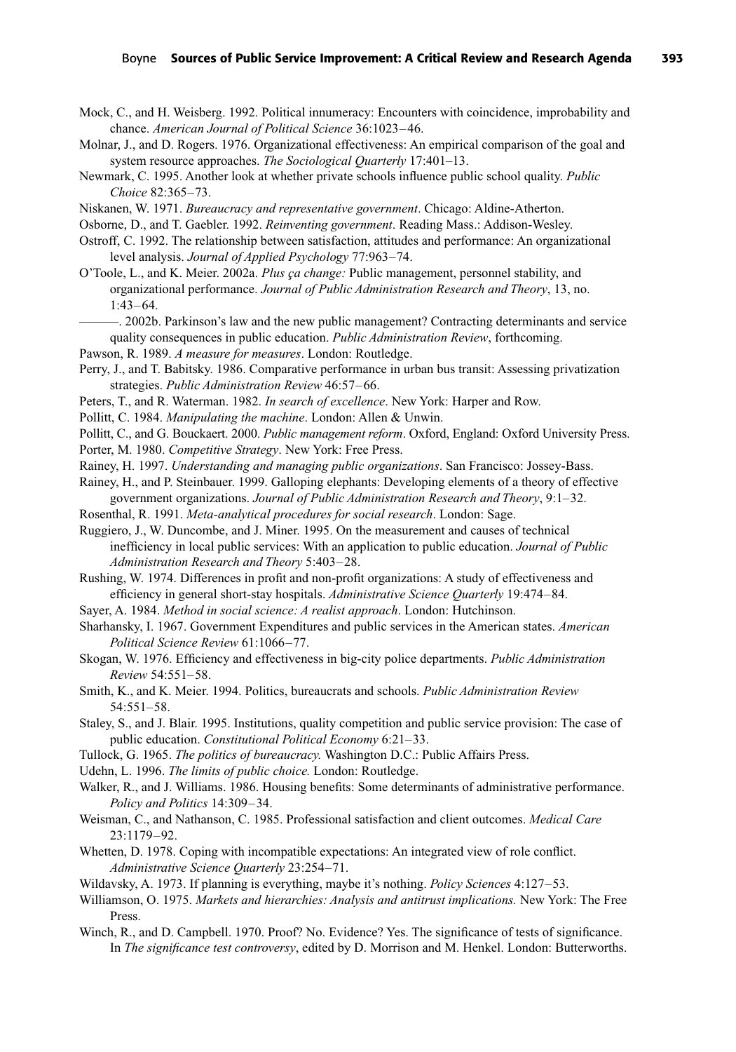Mock, C., and H. Weisberg. 1992. Political innumeracy: Encounters with coincidence, improbability and chance. *American Journal of Political Science* 36:1023–46.

Molnar, J., and D. Rogers. 1976. Organizational effectiveness: An empirical comparison of the goal and system resource approaches. *The Sociological Quarterly* 17:401–13.

Newmark, C. 1995. Another look at whether private schools influence public school quality. *Public Choice* 82:365–73.

Niskanen, W. 1971. *Bureaucracy and representative government*. Chicago: Aldine-Atherton.

Osborne, D., and T. Gaebler. 1992. *Reinventing government*. Reading Mass.: Addison-Wesley.

Ostroff, C. 1992. The relationship between satisfaction, attitudes and performance: An organizational level analysis. *Journal of Applied Psychology* 77:963–74.

O'Toole, L., and K. Meier. 2002a. *Plus ça change:* Public management, personnel stability, and organizational performance. *Journal of Public Administration Research and Theory*, 13, no. 1:43–64.

———. 2002b. Parkinson's law and the new public management? Contracting determinants and service quality consequences in public education. *Public Administration Review*, forthcoming.

Pawson, R. 1989. *A measure for measures*. London: Routledge.

Perry, J., and T. Babitsky. 1986. Comparative performance in urban bus transit: Assessing privatization strategies. *Public Administration Review* 46:57–66.

Peters, T., and R. Waterman. 1982. *In search of excellence*. New York: Harper and Row.

Pollitt, C. 1984. *Manipulating the machine*. London: Allen & Unwin.

Pollitt, C., and G. Bouckaert. 2000. *Public management reform*. Oxford, England: Oxford University Press.

Porter, M. 1980. *Competitive Strategy*. New York: Free Press.

Rainey, H. 1997. *Understanding and managing public organizations*. San Francisco: Jossey-Bass.

Rainey, H., and P. Steinbauer. 1999. Galloping elephants: Developing elements of a theory of effective government organizations. *Journal of Public Administration Research and Theory*, 9:1–32.

Rosenthal, R. 1991. *Meta-analytical procedures for social research*. London: Sage.

Ruggiero, J., W. Duncombe, and J. Miner. 1995. On the measurement and causes of technical inefficiency in local public services: With an application to public education. *Journal of Public Administration Research and Theory* 5:403–28.

Rushing, W. 1974. Differences in profit and non-profit organizations: A study of effectiveness and efficiency in general short-stay hospitals. *Administrative Science Quarterly* 19:474–84.

Sayer, A. 1984. *Method in social science: A realist approach*. London: Hutchinson.

Sharhansky, I. 1967. Government Expenditures and public services in the American states. *American Political Science Review* 61:1066–77.

Skogan, W. 1976. Efficiency and effectiveness in big-city police departments. *Public Administration Review* 54:551–58.

Smith, K., and K. Meier. 1994. Politics, bureaucrats and schools. *Public Administration Review* 54:551–58.

Staley, S., and J. Blair. 1995. Institutions, quality competition and public service provision: The case of public education. *Constitutional Political Economy* 6:21–33.

Tullock, G. 1965. *The politics of bureaucracy.* Washington D.C.: Public Affairs Press.

Udehn, L. 1996. *The limits of public choice.* London: Routledge.

Walker, R., and J. Williams. 1986. Housing benefits: Some determinants of administrative performance. *Policy and Politics* 14:309–34.

Weisman, C., and Nathanson, C. 1985. Professional satisfaction and client outcomes. *Medical Care* 23:1179–92.

Whetten, D. 1978. Coping with incompatible expectations: An integrated view of role conflict. *Administrative Science Quarterly* 23:254–71.

Wildavsky, A. 1973. If planning is everything, maybe it's nothing. *Policy Sciences* 4:127–53.

Williamson, O. 1975. *Markets and hierarchies: Analysis and antitrust implications.* New York: The Free Press.

Winch, R., and D. Campbell. 1970. Proof? No. Evidence? Yes. The significance of tests of significance. In *The significance test controversy*, edited by D. Morrison and M. Henkel. London: Butterworths.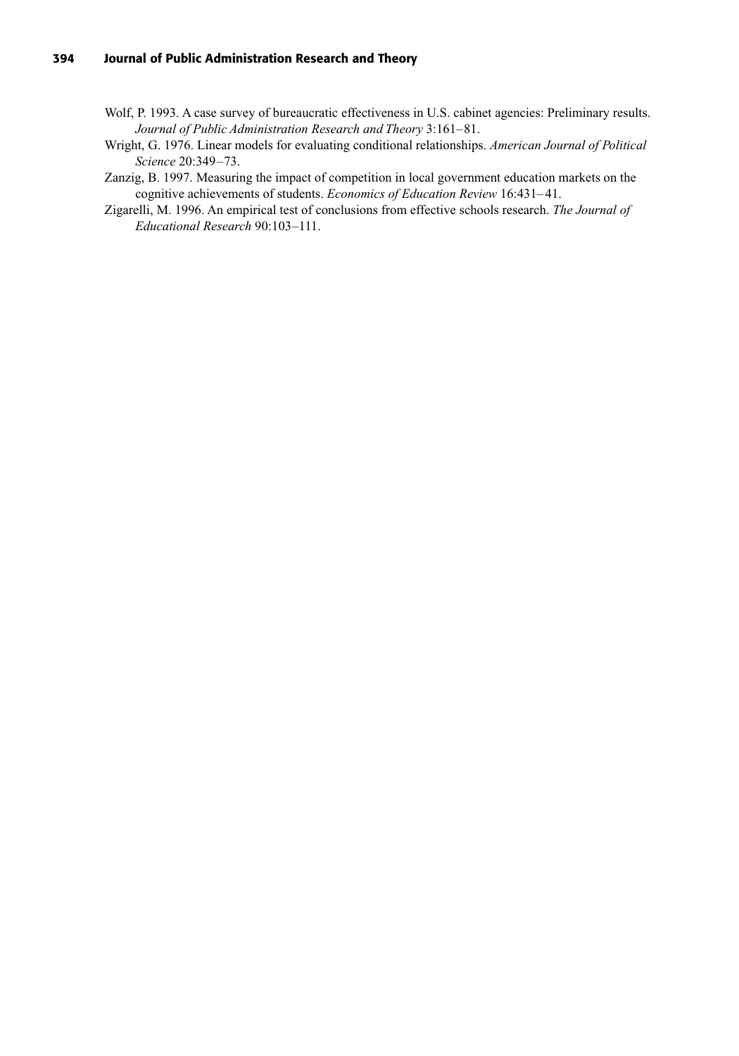Wolf, P. 1993. A case survey of bureaucratic effectiveness in U.S. cabinet agencies: Preliminary results. *Journal of Public Administration Research and Theory* 3:161–81.

Wright, G. 1976. Linear models for evaluating conditional relationships. *American Journal of Political Science* 20:349–73.

Zanzig, B. 1997. Measuring the impact of competition in local government education markets on the cognitive achievements of students. *Economics of Education Review* 16:431–41.

Zigarelli, M. 1996. An empirical test of conclusions from effective schools research. *The Journal of Educational Research* 90:103–111.